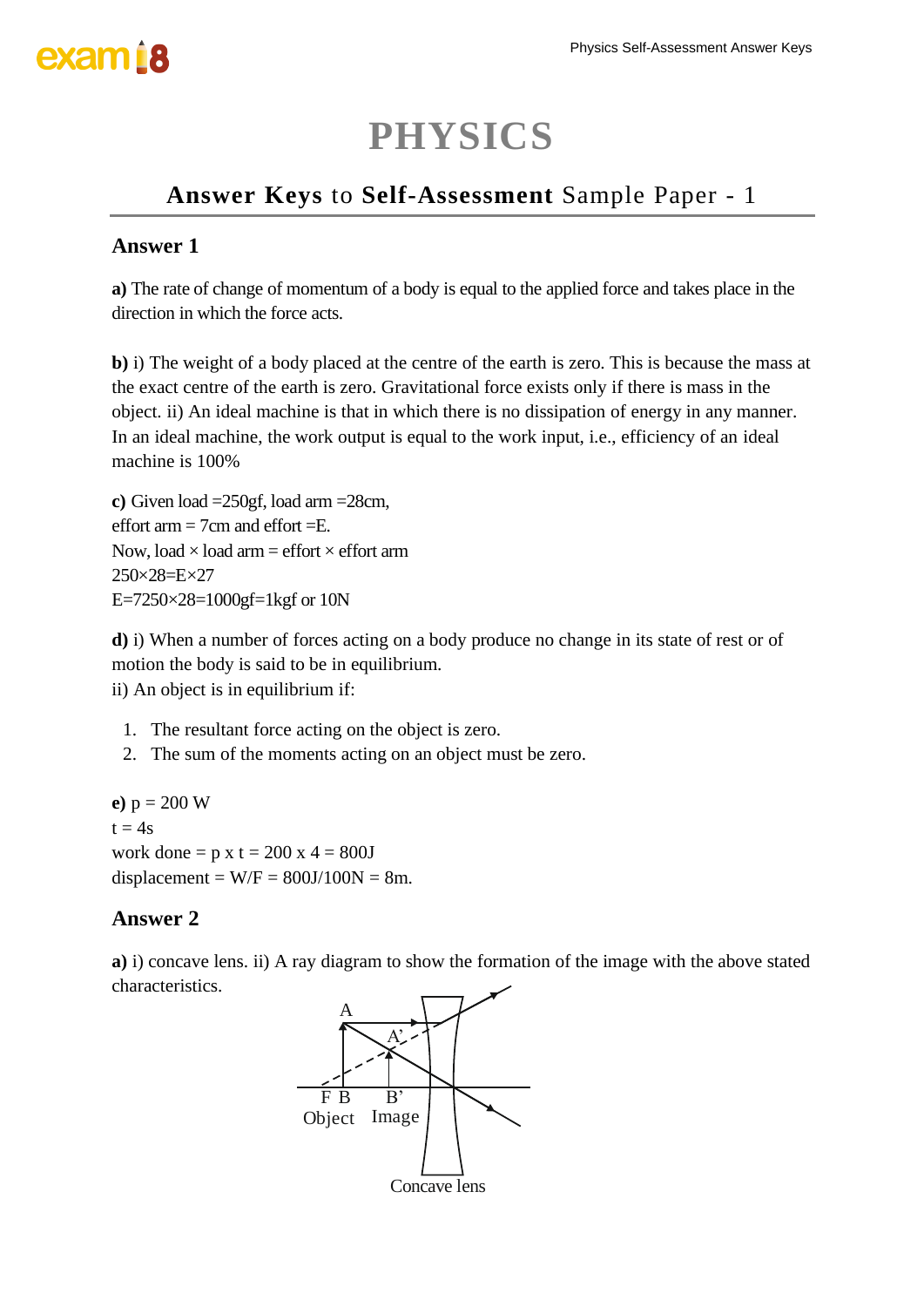# PHYSICS

## **Answer Keys** to **Self-Assessment** Sample Paper - 1

### Answer 1

**a)** The rate of change of momentum of a body is equal to the applied force and takes place in the direction in which the force acts.

**b)** i) The weight of a body placed at the centre of the earth is zero. This is because the mass at the exact centre of the earth is zero. Gravitational force exists only if there is mass in the object. ii) An ideal machine is that in which there is no dissipation of energy in any manner. In an ideal machine, the work output is equal to the work input, i.e., efficiency of an ideal machine is 100%

**c)** Given load =250gf, load arm =28cm,
effort arm = 7cm and effort =E.
Now, load × load arm = effort × effort arm
$250 \times 28 = E \times 27$
$E = 7250 \times 28 = 1000gf = 1kgf$ or 10N

**d)** i) When a number of forces acting on a body produce no change in its state of rest or of motion the body is said to be in equilibrium.
ii) An object is in equilibrium if:

1. The resultant force acting on the object is zero.
2. The sum of the moments acting on an object must be zero.

**e)** p = 200 W
t = 4s
work done = p x t = 200 x 4 = 800J
displacement = W/F = 800J/100N = 8m.

### Answer 2

**a)** i) concave lens. ii) A ray diagram to show the formation of the image with the above stated characteristics.

A
A'
F B B'
Object Image
Concave lens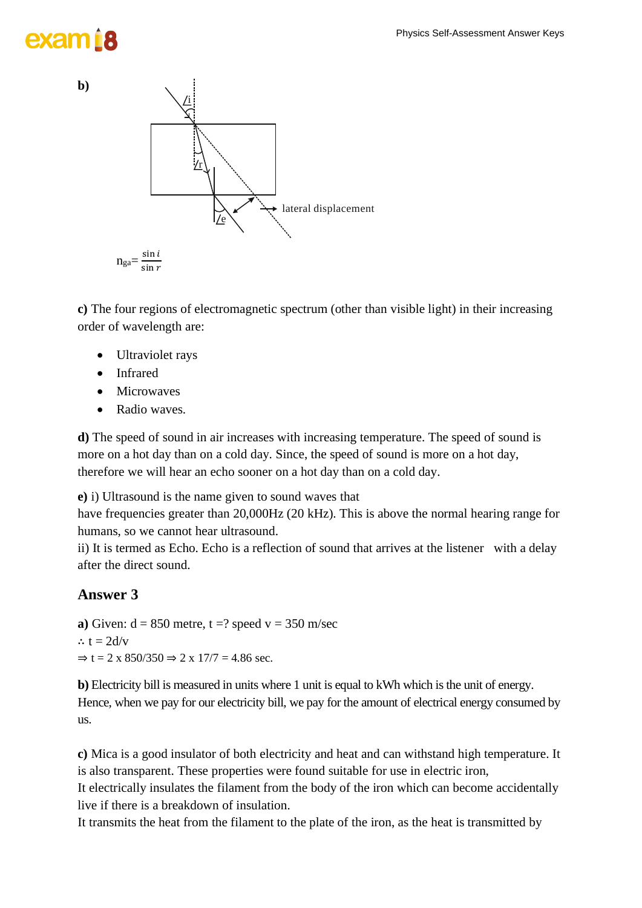**b)**

∠i

∠r

∠e

lateral displacement

$n_{ga} = \frac{\sin i}{\sin r}$

**c)** The four regions of electromagnetic spectrum (other than visible light) in their increasing order of wavelength are:

- Ultraviolet rays
- Infrared
- Microwaves
- Radio waves.

**d)** The speed of sound in air increases with increasing temperature. The speed of sound is more on a hot day than on a cold day. Since, the speed of sound is more on a hot day, therefore we will hear an echo sooner on a hot day than on a cold day.

**e)** i) Ultrasound is the name given to sound waves that have frequencies greater than 20,000Hz (20 kHz). This is above the normal hearing range for humans, so we cannot hear ultrasound.
ii) It is termed as Echo. Echo is a reflection of sound that arrives at the listener with a delay after the direct sound.

## Answer 3

**a)** Given: d = 850 metre, t =? speed v = 350 m/sec
∴ t = 2d/v
⇒ t = 2 x 850/350 ⇒ 2 x 17/7 = 4.86 sec.

**b)** Electricity bill is measured in units where 1 unit is equal to kWh which is the unit of energy. Hence, when we pay for our electricity bill, we pay for the amount of electrical energy consumed by us.

**c)** Mica is a good insulator of both electricity and heat and can withstand high temperature. It is also transparent. These properties were found suitable for use in electric iron,
It electrically insulates the filament from the body of the iron which can become accidentally live if there is a breakdown of insulation.
It transmits the heat from the filament to the plate of the iron, as the heat is transmitted by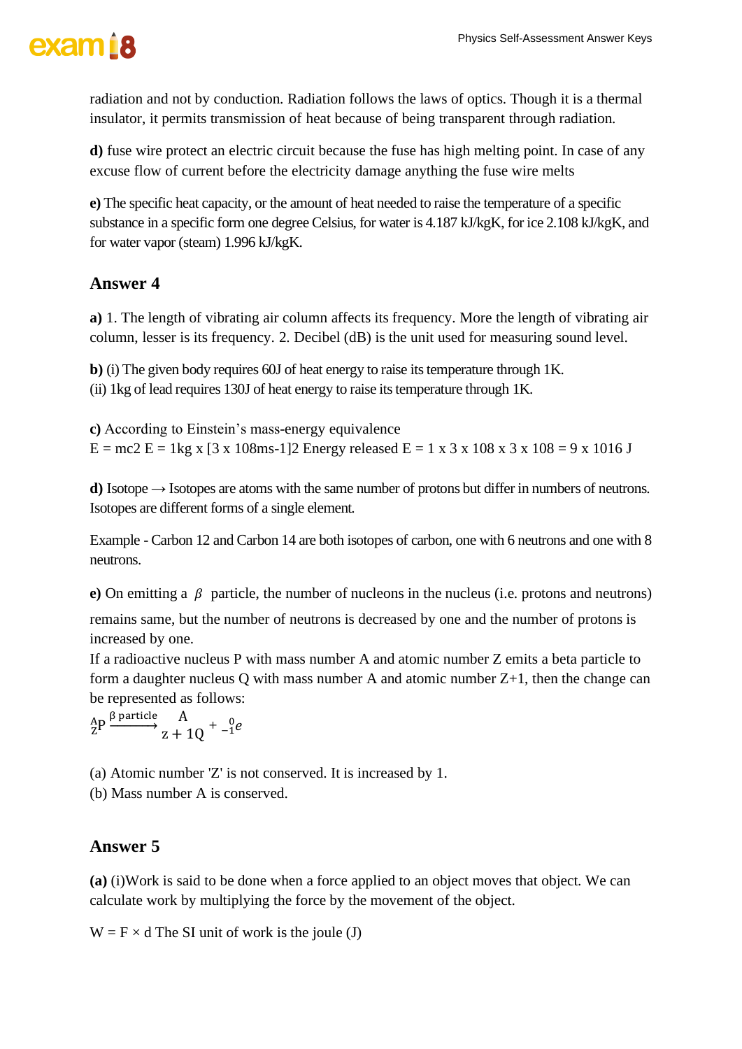radiation and not by conduction. Radiation follows the laws of optics. Though it is a thermal insulator, it permits transmission of heat because of being transparent through radiation.

**d)** fuse wire protect an electric circuit because the fuse has high melting point. In case of any excuse flow of current before the electricity damage anything the fuse wire melts

**e)** The specific heat capacity, or the amount of heat needed to raise the temperature of a specific substance in a specific form one degree Celsius, for water is 4.187 kJ/kgK, for ice 2.108 kJ/kgK, and for water vapor (steam) 1.996 kJ/kgK.

## Answer 4

**a)** 1. The length of vibrating air column affects its frequency. More the length of vibrating air column, lesser is its frequency. 2. Decibel (dB) is the unit used for measuring sound level.

**b)** (i) The given body requires 60J of heat energy to raise its temperature through 1K.
(ii) 1kg of lead requires 130J of heat energy to raise its temperature through 1K.

**c)** According to Einstein's mass-energy equivalence
E = mc2 E = 1kg x [3 x 108ms-1]2 Energy released E = 1 x 3 x 108 x 3 x 108 = 9 x 1016 J

**d)** Isotope → Isotopes are atoms with the same number of protons but differ in numbers of neutrons. Isotopes are different forms of a single element.

Example - Carbon 12 and Carbon 14 are both isotopes of carbon, one with 6 neutrons and one with 8 neutrons.

**e)** On emitting a $\beta$ particle, the number of nucleons in the nucleus (i.e. protons and neutrons) remains same, but the number of neutrons is decreased by one and the number of protons is increased by one.
If a radioactive nucleus P with mass number A and atomic number Z emits a beta particle to form a daughter nucleus Q with mass number A and atomic number Z+1, then the change can be represented as follows:

$$^{A}_{Z}P \xrightarrow{\beta \text{ particle}} {}^{A}_{Z+1}Q + {}^{0}_{-1}e$$

(a) Atomic number 'Z' is not conserved. It is increased by 1.
(b) Mass number A is conserved.

## Answer 5

**(a)** (i)Work is said to be done when a force applied to an object moves that object. We can calculate work by multiplying the force by the movement of the object.

W = F × d The SI unit of work is the joule (J)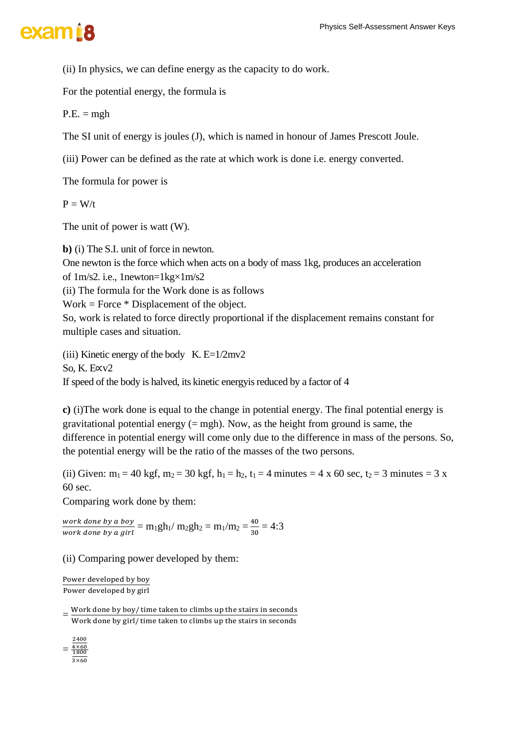(ii) In physics, we can define energy as the capacity to do work.

For the potential energy, the formula is

P.E. = mgh

The SI unit of energy is joules (J), which is named in honour of James Prescott Joule.

(iii) Power can be defined as the rate at which work is done i.e. energy converted.

The formula for power is

P = W/t

The unit of power is watt (W).

**b)** (i) The S.I. unit of force in newton.
One newton is the force which when acts on a body of mass 1kg, produces an acceleration of 1m/s2. i.e., 1newton=1kg×1m/s2
(ii) The formula for the Work done is as follows
Work = Force * Displacement of the object.
So, work is related to force directly proportional if the displacement remains constant for multiple cases and situation.

(iii) Kinetic energy of the body K. E=1/2mv2
So, K. E∝v2
If speed of the body is halved, its kinetic energyis reduced by a factor of 4

**c)** (i)The work done is equal to the change in potential energy. The final potential energy is gravitational potential energy (= mgh). Now, as the height from ground is same, the difference in potential energy will come only due to the difference in mass of the persons. So, the potential energy will be the ratio of the masses of the two persons.

(ii) Given: $m_1$ = 40 kgf, $m_2$ = 30 kgf, $h_1 = h_2$, $t_1$ = 4 minutes = 4 x 60 sec, $t_2$ = 3 minutes = 3 x 60 sec.
Comparing work done by them:

$$\frac{work\ done\ by\ a\ boy}{work\ done\ by\ a\ girl} = m_1gh_1/\ m_2gh_2 = m_1/m_2 = \frac{40}{30} = 4:3$$

(ii) Comparing power developed by them:

$$\frac{\text{Power developed by boy}}{\text{Power developed by girl}}$$

$$= \frac{\text{Work done by boy/ time taken to climbs up the stairs in seconds}}{\text{Work done by girl/ time taken to climbs up the stairs in seconds}}$$

$$= \frac{\frac{2400}{4\times 60}}{\frac{1800}{3\times 60}}$$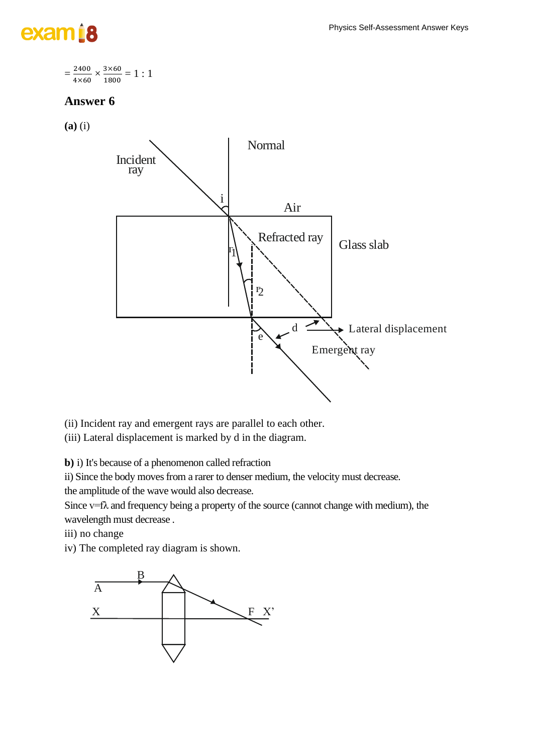$$= \frac{2400}{4 \times 60} \times \frac{3 \times 60}{1800} = 1:1$$

## Answer 6

**(a)** (i)

(ii) Incident ray and emergent rays are parallel to each other.
(iii) Lateral displacement is marked by d in the diagram.

**b)** i) It's because of a phenomenon called refraction
ii) Since the body moves from a rarer to denser medium, the velocity must decrease.
the amplitude of the wave would also decrease.
Since v=fλ and frequency being a property of the source (cannot change with medium), the wavelength must decrease .
iii) no change
iv) The completed ray diagram is shown.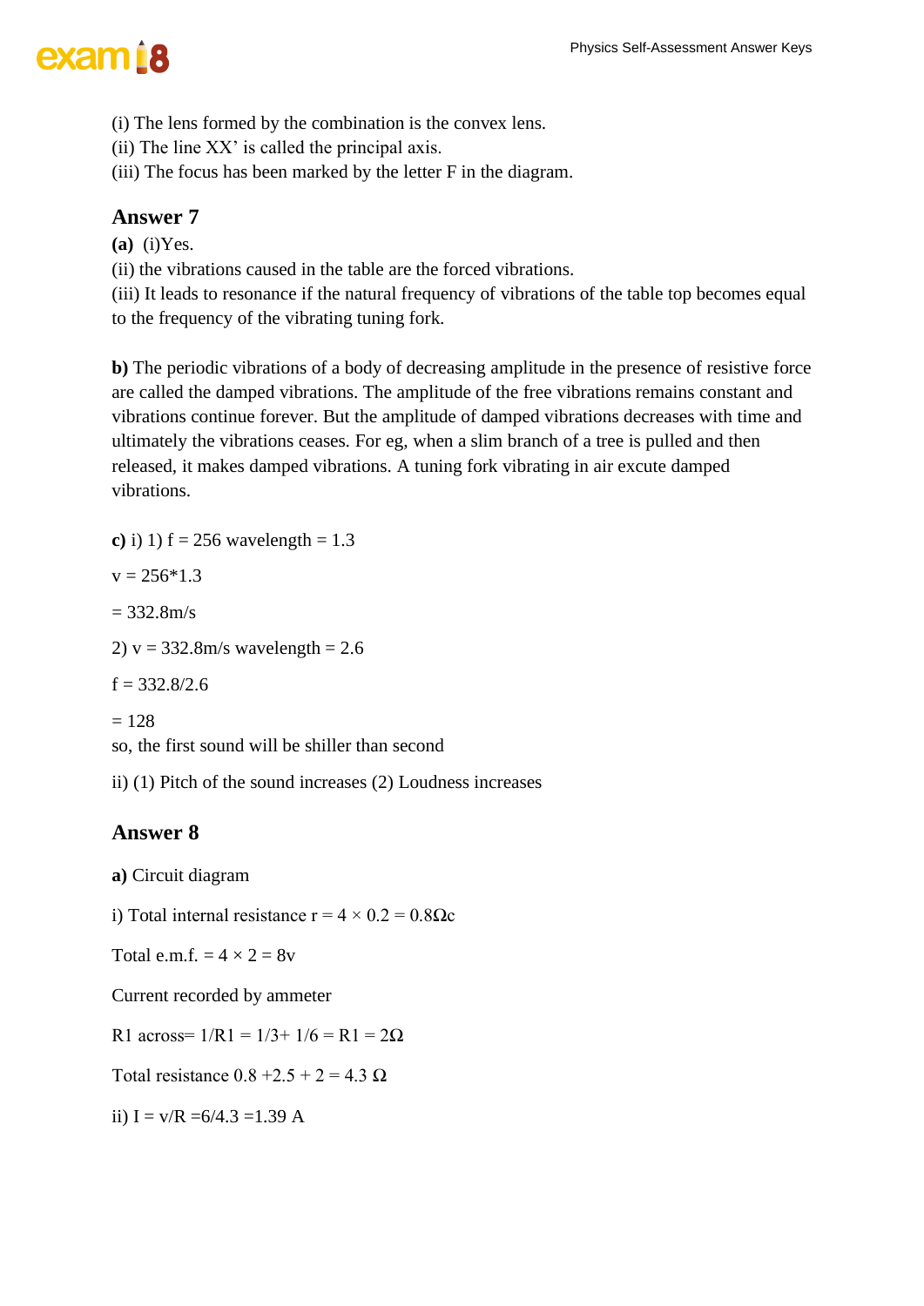(i) The lens formed by the combination is the convex lens.
(ii) The line XX' is called the principal axis.
(iii) The focus has been marked by the letter F in the diagram.

## Answer 7

**(a)** (i)Yes.
(ii) the vibrations caused in the table are the forced vibrations.
(iii) It leads to resonance if the natural frequency of vibrations of the table top becomes equal to the frequency of the vibrating tuning fork.

**b)** The periodic vibrations of a body of decreasing amplitude in the presence of resistive force are called the damped vibrations. The amplitude of the free vibrations remains constant and vibrations continue forever. But the amplitude of damped vibrations decreases with time and ultimately the vibrations ceases. For eg, when a slim branch of a tree is pulled and then released, it makes damped vibrations. A tuning fork vibrating in air excute damped vibrations.

**c)** i) 1) f = 256 wavelength = 1.3

v = 256*1.3

= 332.8m/s

2) v = 332.8m/s wavelength = 2.6

f = 332.8/2.6

= 128
so, the first sound will be shiller than second

ii) (1) Pitch of the sound increases (2) Loudness increases

## Answer 8

**a)** Circuit diagram

i) Total internal resistance r = 4 × 0.2 = 0.8Ωc

Total e.m.f. = 4 × 2 = 8v

Current recorded by ammeter

R1 across= 1/R1 = 1/3+ 1/6 = R1 = 2Ω

Total resistance 0.8 +2.5 + 2 = 4.3 Ω

ii) I = v/R =6/4.3 =1.39 A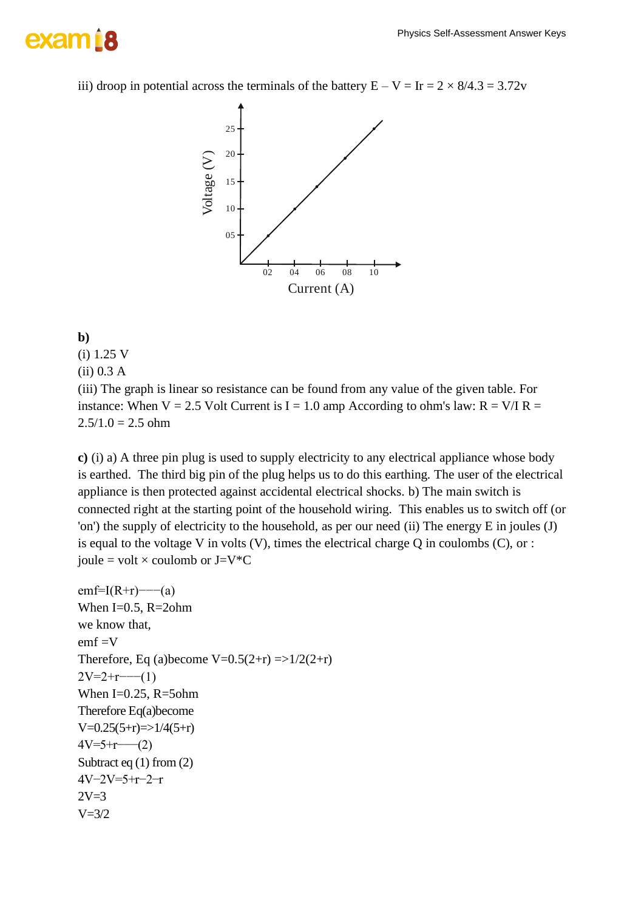iii) droop in potential across the terminals of the battery $E - V = Ir = 2 \times 8/4.3 = 3.72$v

**b)**

(i) 1.25 V

(ii) 0.3 A

(iii) The graph is linear so resistance can be found from any value of the given table. For instance: When V = 2.5 Volt Current is I = 1.0 amp According to ohm's law: R = V/I R = 2.5/1.0 = 2.5 ohm

**c)** (i) a) A three pin plug is used to supply electricity to any electrical appliance whose body is earthed. The third big pin of the plug helps us to do this earthing. The user of the electrical appliance is then protected against accidental electrical shocks. b) The main switch is connected right at the starting point of the household wiring. This enables us to switch off (or 'on') the supply of electricity to the household, as per our need (ii) The energy E in joules (J) is equal to the voltage V in volts (V), times the electrical charge Q in coulombs (C), or : joule = volt × coulomb or J=V*C

emf=I(R+r)−−−(a)

When I=0.5, R=2ohm

we know that,

emf =V

Therefore, Eq (a)become V=0.5(2+r) =>1/2(2+r)

2V=2+r−−−(1)

When I=0.25, R=5ohm

Therefore Eq(a)become

V=0.25(5+r)=>1/4(5+r)

4V=5+r−−−(2)

Subtract eq (1) from (2)

4V−2V=5+r−2−r

2V=3

V=3/2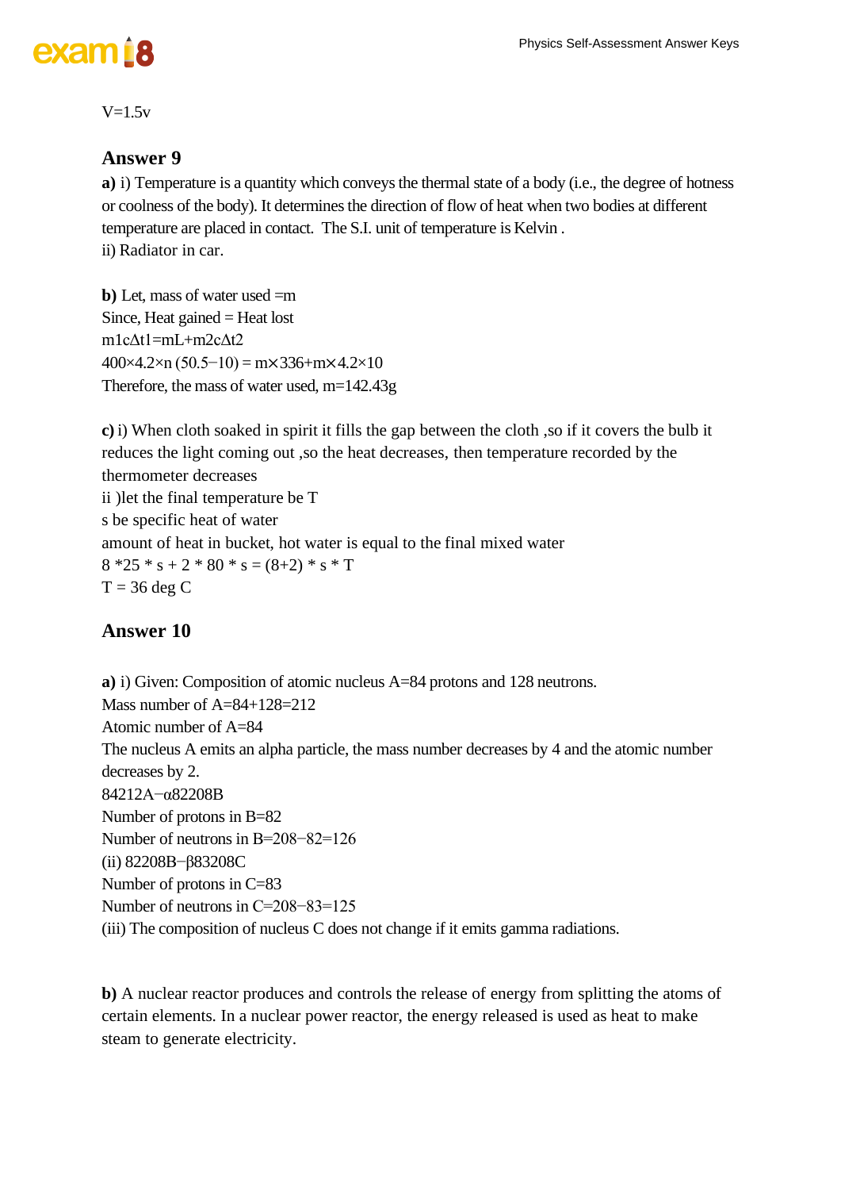$V=1.5v$

## Answer 9

**a)** i) Temperature is a quantity which conveys the thermal state of a body (i.e., the degree of hotness or coolness of the body). It determines the direction of flow of heat when two bodies at different temperature are placed in contact.  The S.I. unit of temperature is Kelvin .
ii) Radiator in car.

**b)** Let, mass of water used =m
Since, Heat gained = Heat lost
$m_1c\Delta t_1=mL+m_2c\Delta t_2$
$400\times4.2\times n\ (50.5-10) = m\times336+m\times4.2\times10$
Therefore, the mass of water used, m=142.43g

**c)** i) When cloth soaked in spirit it fills the gap between the cloth ,so if it covers the bulb it reduces the light coming out ,so the heat decreases, then temperature recorded by the thermometer decreases
ii )let the final temperature be T
s be specific heat of water
amount of heat in bucket, hot water is equal to the final mixed water
$8 * 25 * s + 2 * 80 * s = (8+2) * s * T$
T = 36 deg C

## Answer 10

**a)** i) Given: Composition of atomic nucleus A=84 protons and 128 neutrons.
Mass number of A=84+128=212
Atomic number of A=84
The nucleus A emits an alpha particle, the mass number decreases by 4 and the atomic number decreases by 2.
$^{212}_{84}A \xrightarrow{-\alpha} {}^{208}_{82}B$
Number of protons in B=82
Number of neutrons in B=208−82=126
(ii) $^{208}_{82}B \xrightarrow{-\beta} {}^{208}_{83}C$
Number of protons in C=83
Number of neutrons in C=208−83=125
(iii) The composition of nucleus C does not change if it emits gamma radiations.

**b)** A nuclear reactor produces and controls the release of energy from splitting the atoms of certain elements. In a nuclear power reactor, the energy released is used as heat to make steam to generate electricity.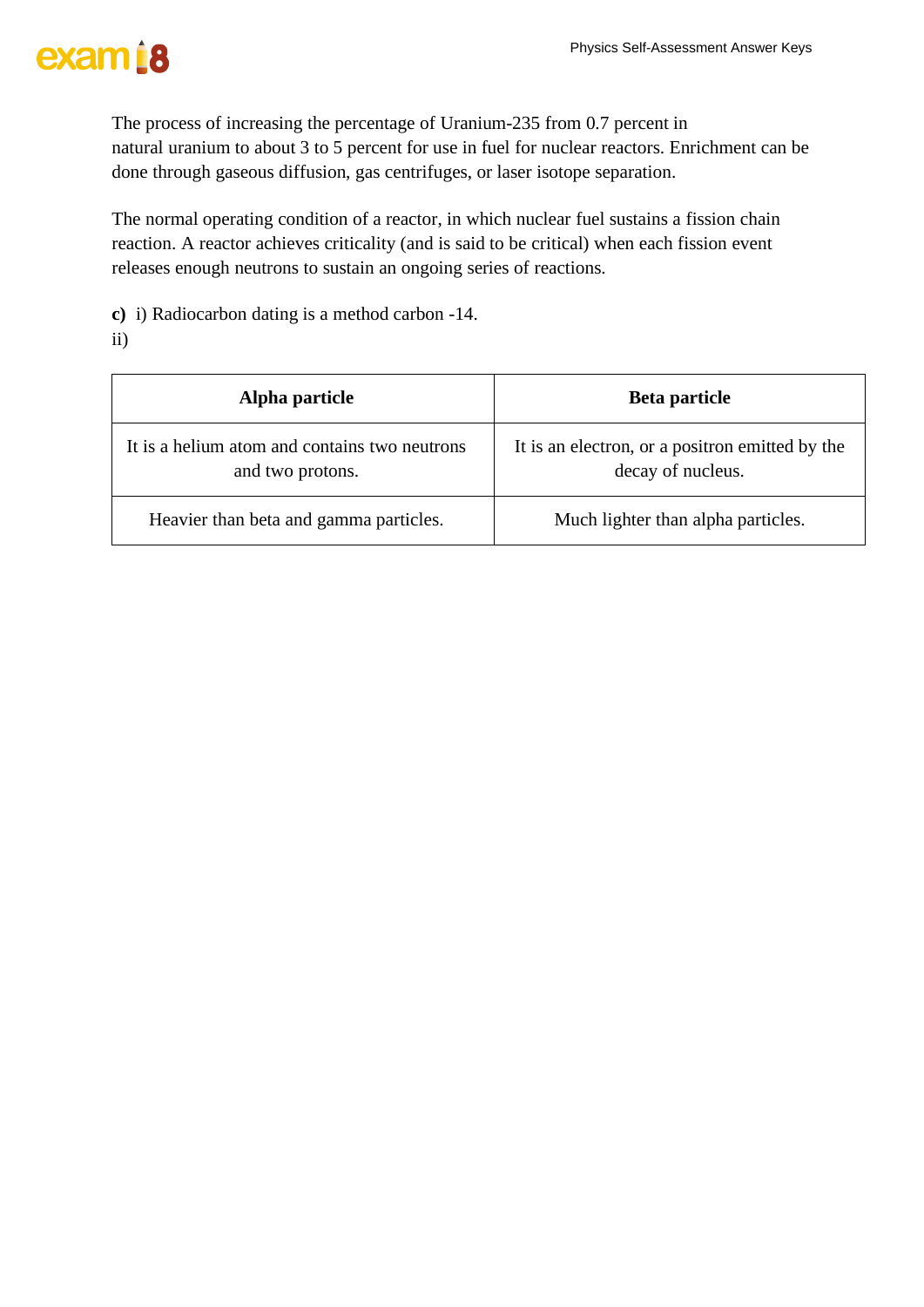The process of increasing the percentage of Uranium-235 from 0.7 percent in natural uranium to about 3 to 5 percent for use in fuel for nuclear reactors. Enrichment can be done through gaseous diffusion, gas centrifuges, or laser isotope separation.

The normal operating condition of a reactor, in which nuclear fuel sustains a fission chain reaction. A reactor achieves criticality (and is said to be critical) when each fission event releases enough neutrons to sustain an ongoing series of reactions.

**c)** i) Radiocarbon dating is a method carbon -14.

ii)

| Alpha particle | Beta particle |
|---|---|
| It is a helium atom and contains two neutrons and two protons. | It is an electron, or a positron emitted by the decay of nucleus. |
| Heavier than beta and gamma particles. | Much lighter than alpha particles. |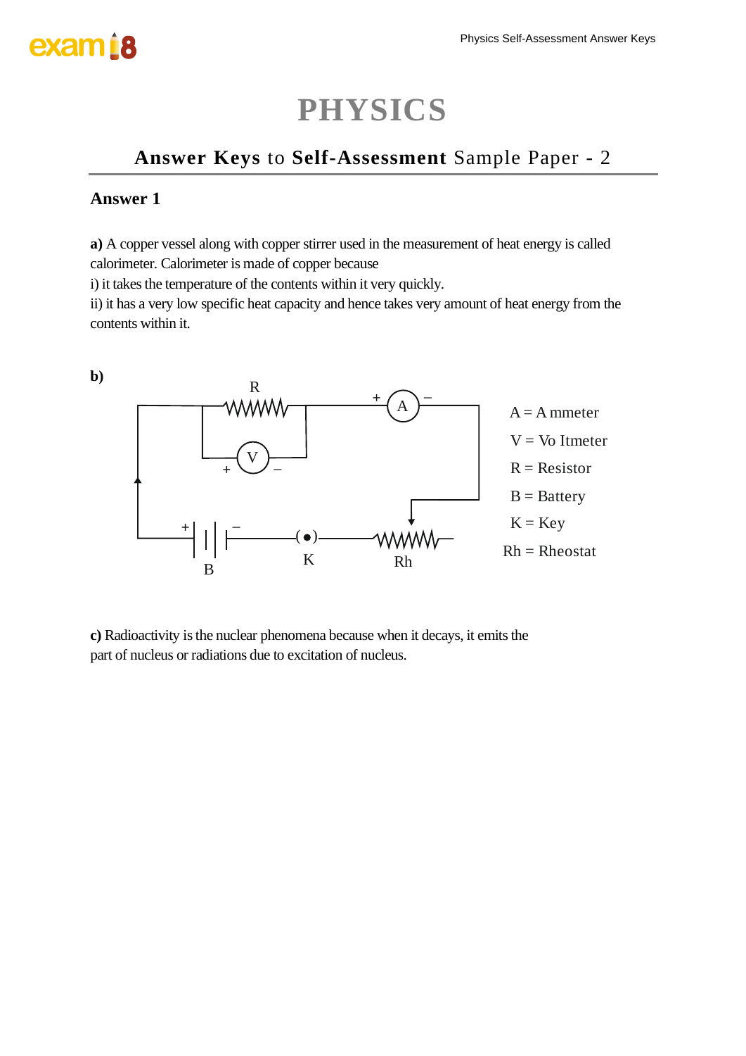# PHYSICS

## **Answer Keys** to **Self-Assessment** Sample Paper - 2

### Answer 1

**a)** A copper vessel along with copper stirrer used in the measurement of heat energy is called calorimeter. Calorimeter is made of copper because

i) it takes the temperature of the contents within it very quickly.

ii) it has a very low specific heat capacity and hence takes very amount of heat energy from the contents within it.

**b)**

A = A mmeter

V = Vo ltmeter

R = Resistor

B = Battery

K = Key

Rh = Rheostat

**c)** Radioactivity is the nuclear phenomena because when it decays, it emits the part of nucleus or radiations due to excitation of nucleus.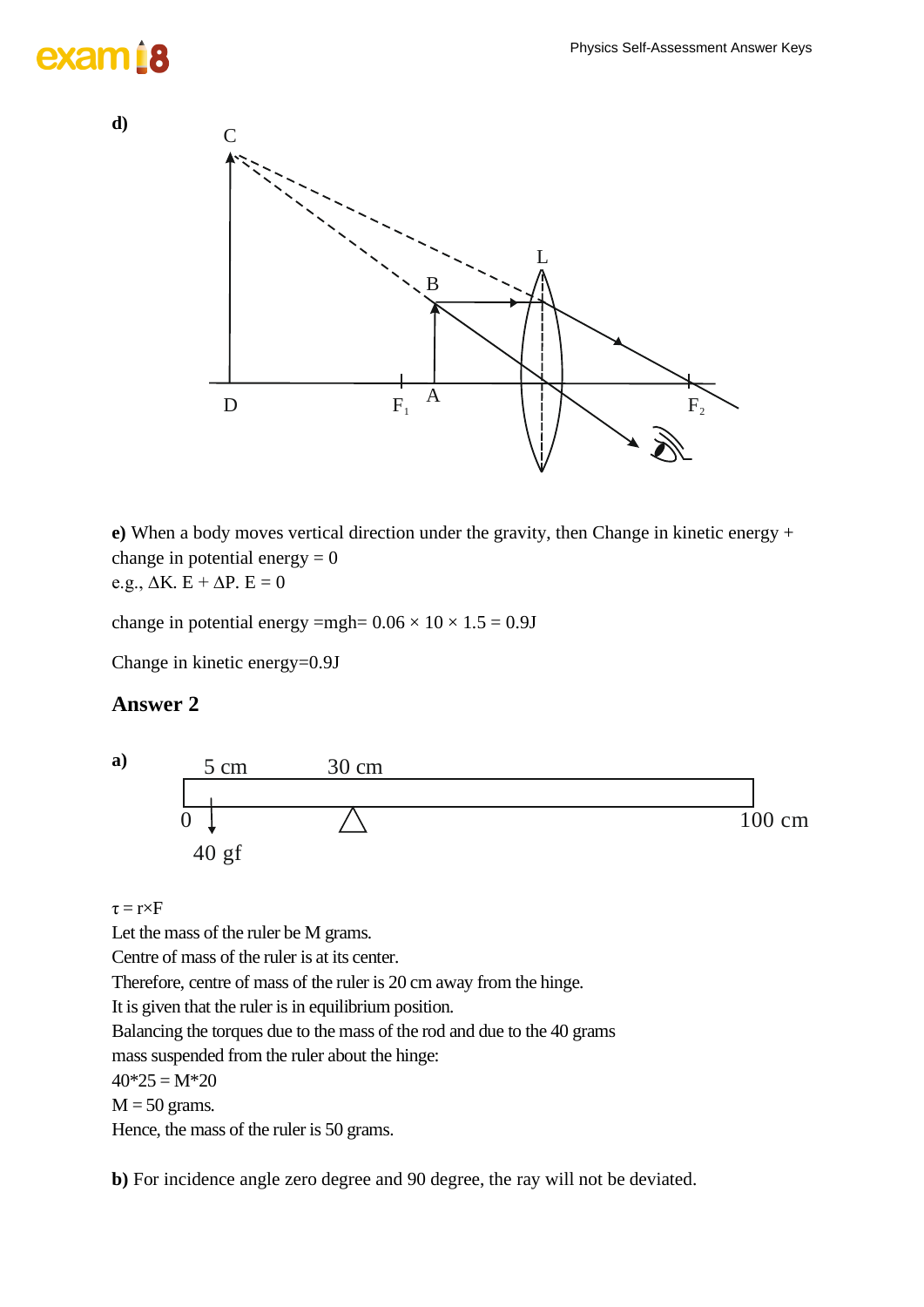**d)**

C

L

B

D F$_1$ A F$_2$

**e)** When a body moves vertical direction under the gravity, then Change in kinetic energy + change in potential energy = 0

e.g., $\Delta K.E + \Delta P.E = 0$

change in potential energy =mgh= $0.06 \times 10 \times 1.5 = 0.9$J

Change in kinetic energy=0.9J

## Answer 2

**a)**

5 cm 30 cm

0 100 cm

40 gf

$\tau = r \times F$

Let the mass of the ruler be M grams.

Centre of mass of the ruler is at its center.

Therefore, centre of mass of the ruler is 20 cm away from the hinge.

It is given that the ruler is in equilibrium position.

Balancing the torques due to the mass of the rod and due to the 40 grams mass suspended from the ruler about the hinge:

40*25 = M*20

M = 50 grams.

Hence, the mass of the ruler is 50 grams.

**b)** For incidence angle zero degree and 90 degree, the ray will not be deviated.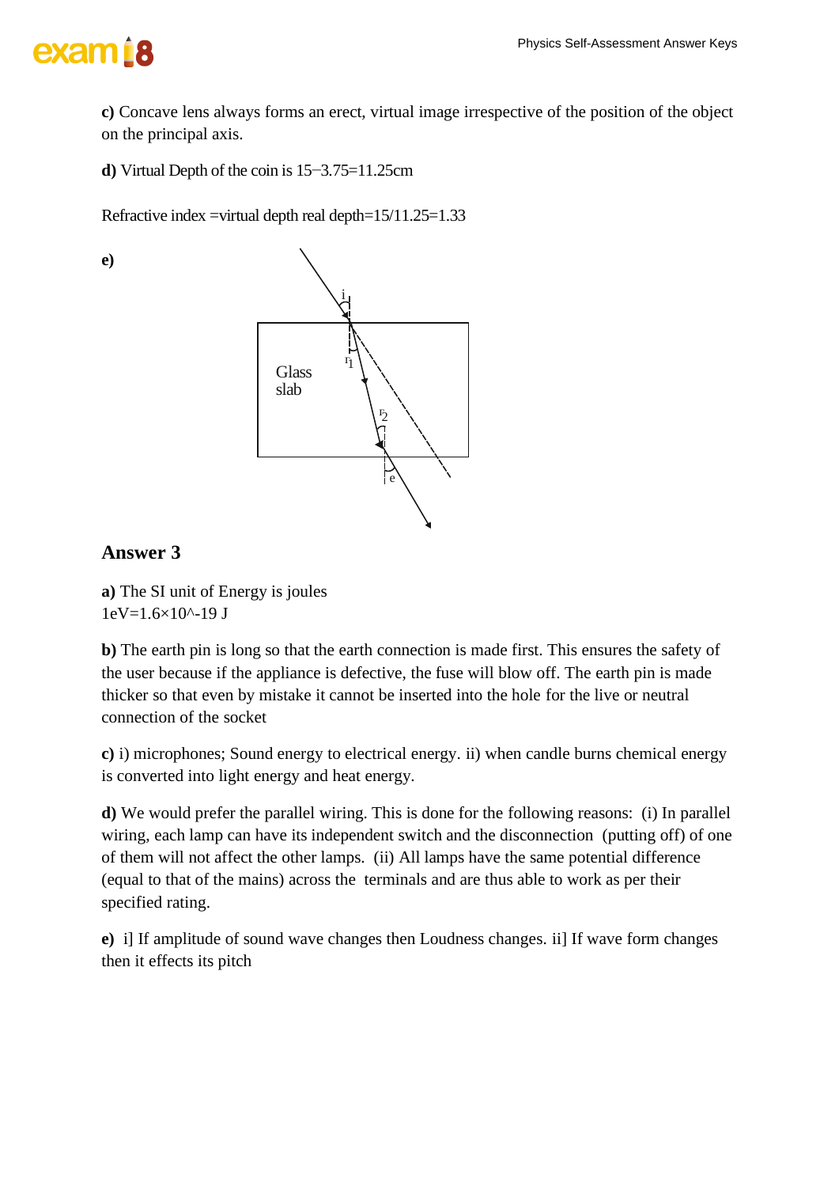**c)** Concave lens always forms an erect, virtual image irrespective of the position of the object on the principal axis.

**d)** Virtual Depth of the coin is $15-3.75=11.25$cm

Refractive index =virtual depth real depth=15/11.25=1.33

**e)**

## Answer 3

**a)** The SI unit of Energy is joules
1eV=1.6×10^-19 J

**b)** The earth pin is long so that the earth connection is made first. This ensures the safety of the user because if the appliance is defective, the fuse will blow off. The earth pin is made thicker so that even by mistake it cannot be inserted into the hole for the live or neutral connection of the socket

**c)** i) microphones; Sound energy to electrical energy. ii) when candle burns chemical energy is converted into light energy and heat energy.

**d)** We would prefer the parallel wiring. This is done for the following reasons: (i) In parallel wiring, each lamp can have its independent switch and the disconnection (putting off) of one of them will not affect the other lamps. (ii) All lamps have the same potential difference (equal to that of the mains) across the terminals and are thus able to work as per their specified rating.

**e)** i] If amplitude of sound wave changes then Loudness changes. ii] If wave form changes then it effects its pitch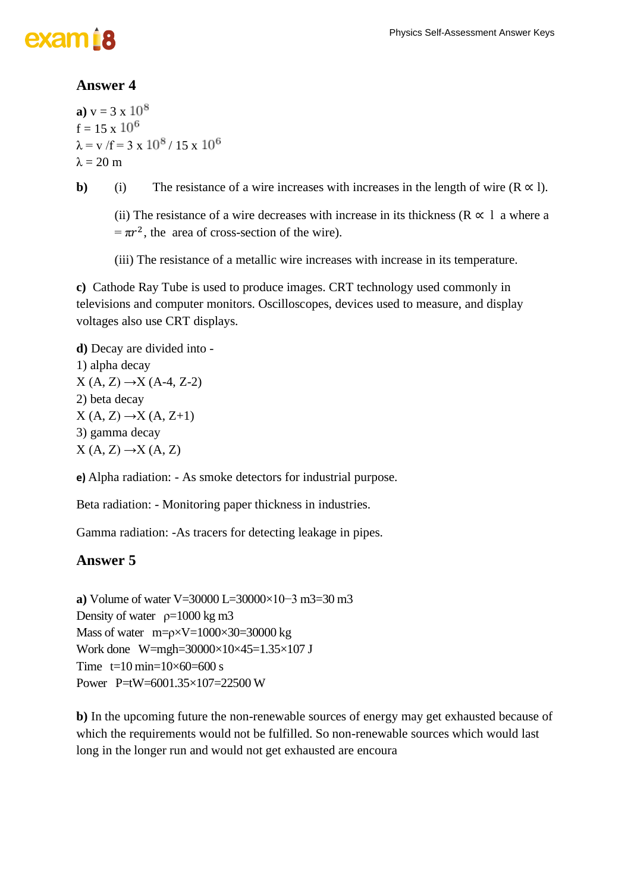## Answer 4

**a)** v = 3 x $10^8$
f = 15 x $10^6$
λ = v /f = 3 x $10^8$ / 15 x $10^6$
λ = 20 m

**b)** (i) The resistance of a wire increases with increases in the length of wire (R ∝ l).

(ii) The resistance of a wire decreases with increase in its thickness (R ∝ 1 a where a = $\pi r^2$, the area of cross-section of the wire).

(iii) The resistance of a metallic wire increases with increase in its temperature.

**c)** Cathode Ray Tube is used to produce images. CRT technology used commonly in televisions and computer monitors. Oscilloscopes, devices used to measure, and display voltages also use CRT displays.

**d)** Decay are divided into -
1) alpha decay
X (A, Z) →X (A-4, Z-2)
2) beta decay
X (A, Z) →X (A, Z+1)
3) gamma decay
X (A, Z) →X (A, Z)

**e)** Alpha radiation: - As smoke detectors for industrial purpose.

Beta radiation: - Monitoring paper thickness in industries.

Gamma radiation: -As tracers for detecting leakage in pipes.

## Answer 5

**a)** Volume of water V=30000 L=30000×10−3 m3=30 m3
Density of water ρ=1000 kg m3
Mass of water m=ρ×V=1000×30=30000 kg
Work done W=mgh=30000×10×45=1.35×107 J
Time t=10 min=10×60=600 s
Power P=tW=6001.35×107=22500 W

**b)** In the upcoming future the non-renewable sources of energy may get exhausted because of which the requirements would not be fulfilled. So non-renewable sources which would last long in the longer run and would not get exhausted are encoura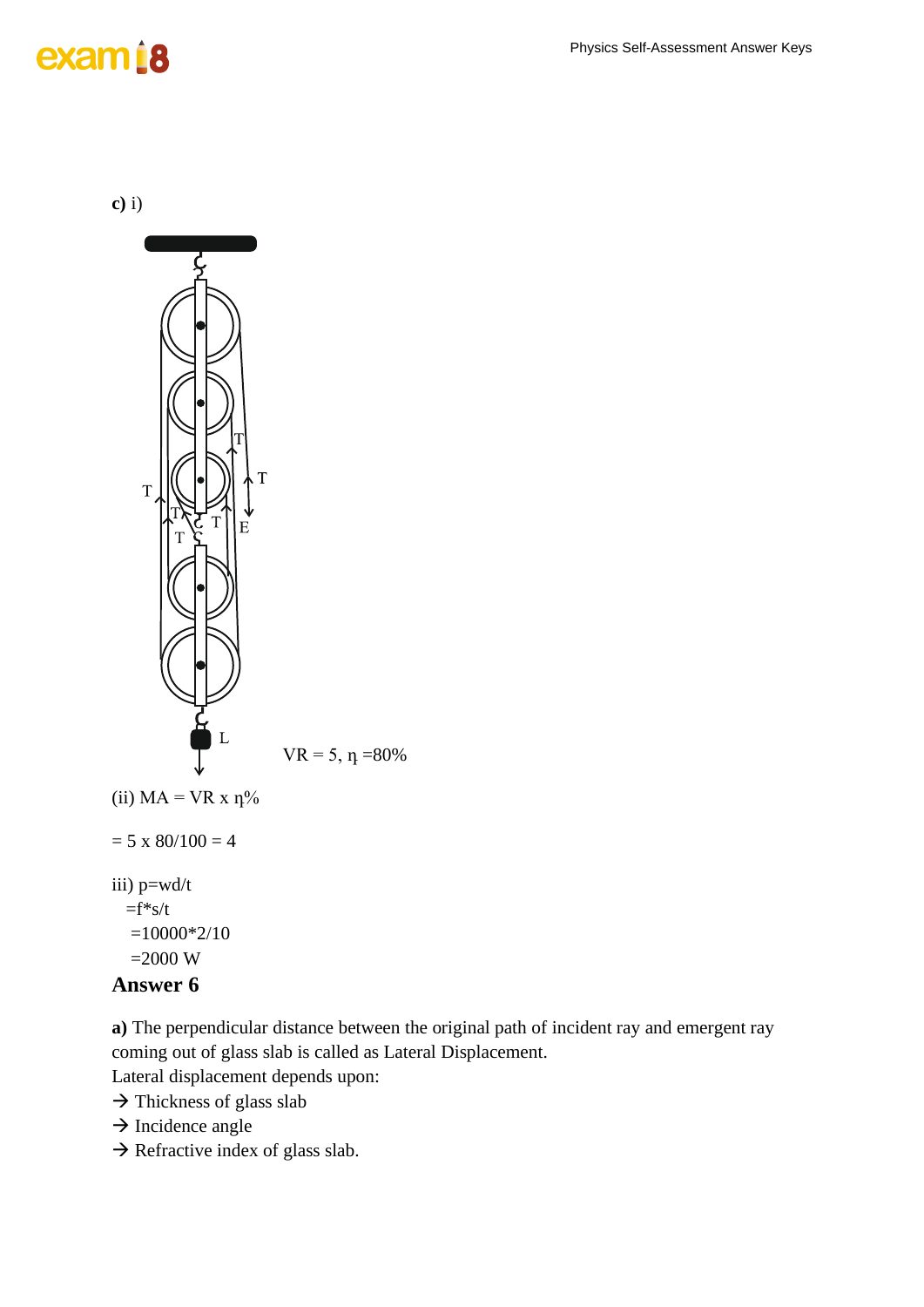**c)** i)

VR = 5, ƞ =80%

(ii) MA = VR x ƞ%

= 5 x 80/100 = 4

iii) p=wd/t

=f*s/t

=10000*2/10

=2000 W

## Answer 6

**a)** The perpendicular distance between the original path of incident ray and emergent ray coming out of glass slab is called as Lateral Displacement.

Lateral displacement depends upon:

→ Thickness of glass slab

→ Incidence angle

→ Refractive index of glass slab.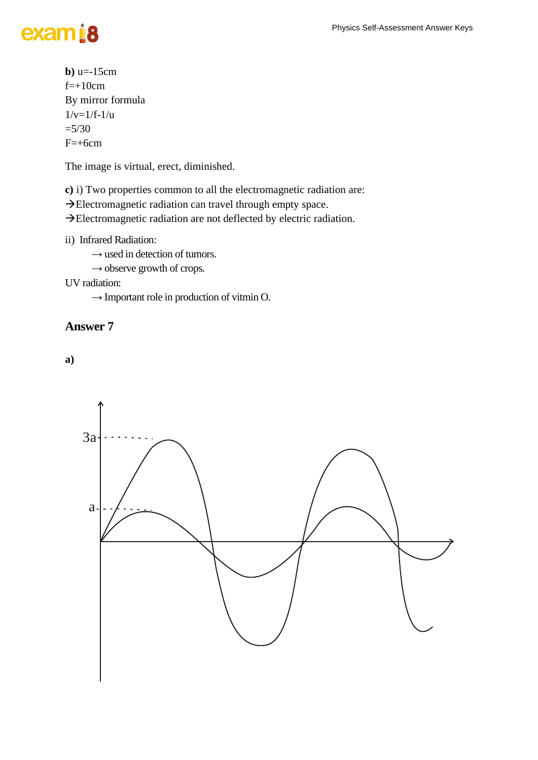**b)** u=-15cm

f=+10cm

By mirror formula

1/v=1/f-1/u

=5/30

F=+6cm

The image is virtual, erect, diminished.

**c)** i) Two properties common to all the electromagnetic radiation are:

→Electromagnetic radiation can travel through empty space.

→Electromagnetic radiation are not deflected by electric radiation.

ii) Infrared Radiation:

→ used in detection of tumors.

→ observe growth of crops.

UV radiation:

→ Important role in production of vitmin O.

## Answer 7

**a)**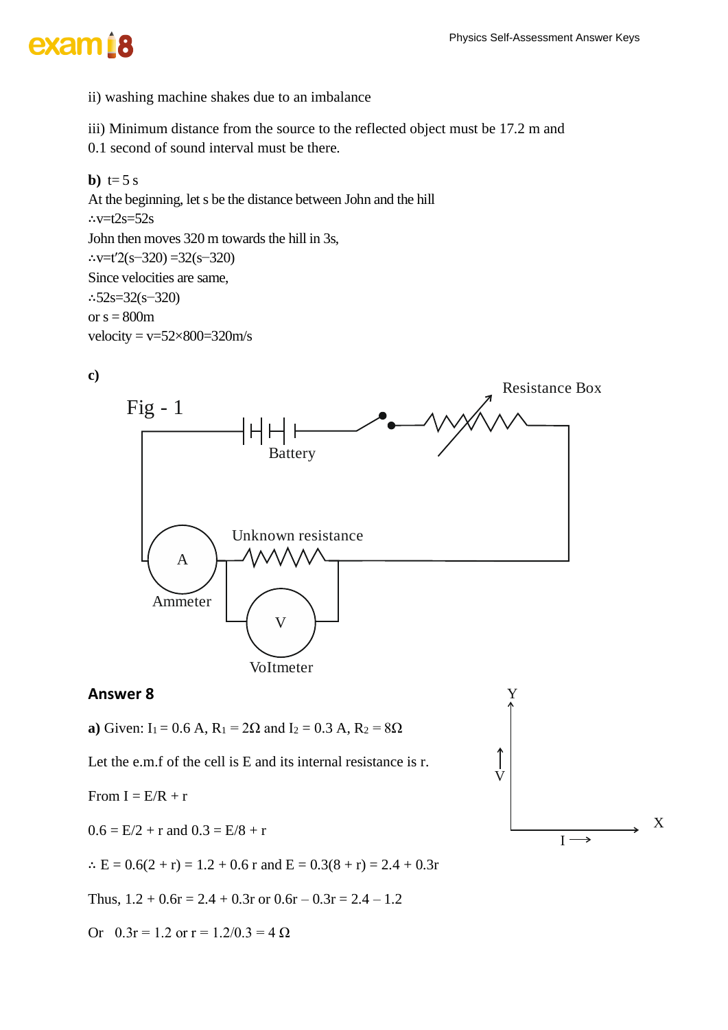ii) washing machine shakes due to an imbalance

iii) Minimum distance from the source to the reflected object must be 17.2 m and 0.1 second of sound interval must be there.

**b)** t= 5 s

At the beginning, let s be the distance between John and the hill

∴v=t2s=52s

John then moves 320 m towards the hill in 3s,

∴v=t′2(s−320) =32(s−320)

Since velocities are same,

∴52s=32(s−320)

or s = 800m

velocity = v=52×800=320m/s

**c)**

Fig - 1

Resistance Box

Battery

Unknown resistance

A

Ammeter

V

Voltmeter

## Answer 8

**a)** Given: $I_1 = 0.6$ A, $R_1 = 2\Omega$ and $I_2 = 0.3$ A, $R_2 = 8\Omega$

Let the e.m.f of the cell is E and its internal resistance is r.

From I = E/R + r

0.6 = E/2 + r and 0.3 = E/8 + r

∴ E = 0.6(2 + r) = 1.2 + 0.6 r and E = 0.3(8 + r) = 2.4 + 0.3r

Thus, 1.2 + 0.6r = 2.4 + 0.3r or 0.6r – 0.3r = 2.4 – 1.2

Or  0.3r = 1.2 or r = 1.2/0.3 = 4 Ω

Y

V

X

I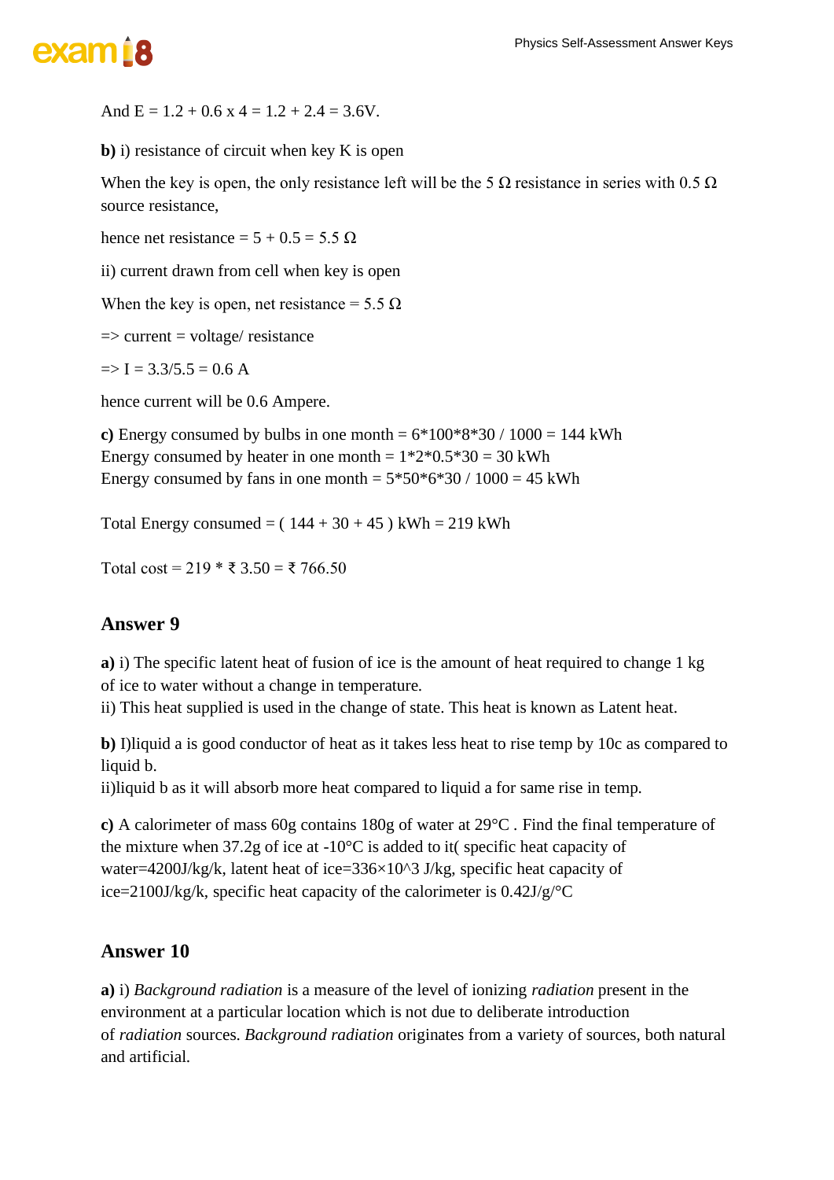And E = 1.2 + 0.6 x 4 = 1.2 + 2.4 = 3.6V.

**b)** i) resistance of circuit when key K is open

When the key is open, the only resistance left will be the 5 Ω resistance in series with 0.5 Ω source resistance,

hence net resistance = 5 + 0.5 = 5.5 Ω

ii) current drawn from cell when key is open

When the key is open, net resistance = 5.5 Ω

=> current = voltage/ resistance

=> I = 3.3/5.5 = 0.6 A

hence current will be 0.6 Ampere.

**c)** Energy consumed by bulbs in one month = 6*100*8*30 / 1000 = 144 kWh
Energy consumed by heater in one month = 1*2*0.5*30 = 30 kWh
Energy consumed by fans in one month = 5*50*6*30 / 1000 = 45 kWh

Total Energy consumed = ( 144 + 30 + 45 ) kWh = 219 kWh

Total cost = 219 * ₹ 3.50 = ₹ 766.50

## Answer 9

**a)** i) The specific latent heat of fusion of ice is the amount of heat required to change 1 kg of ice to water without a change in temperature.
ii) This heat supplied is used in the change of state. This heat is known as Latent heat.

**b)** I)liquid a is good conductor of heat as it takes less heat to rise temp by 10c as compared to liquid b.
ii)liquid b as it will absorb more heat compared to liquid a for same rise in temp.

**c)** A calorimeter of mass 60g contains 180g of water at 29°C . Find the final temperature of the mixture when 37.2g of ice at -10°C is added to it( specific heat capacity of water=4200J/kg/k, latent heat of ice=336×10^3 J/kg, specific heat capacity of ice=2100J/kg/k, specific heat capacity of the calorimeter is 0.42J/g/°C

## Answer 10

**a)** i) *Background radiation* is a measure of the level of ionizing *radiation* present in the environment at a particular location which is not due to deliberate introduction of *radiation* sources. *Background radiation* originates from a variety of sources, both natural and artificial.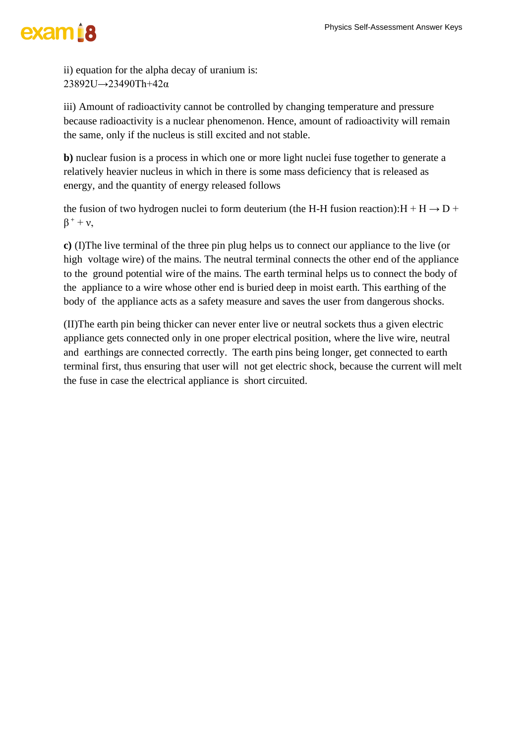ii) equation for the alpha decay of uranium is:
$^{238}_{92}U \rightarrow ^{234}_{90}Th + ^{4}_{2}\alpha$

iii) Amount of radioactivity cannot be controlled by changing temperature and pressure because radioactivity is a nuclear phenomenon. Hence, amount of radioactivity will remain the same, only if the nucleus is still excited and not stable.

**b)** nuclear fusion is a process in which one or more light nuclei fuse together to generate a relatively heavier nucleus in which in there is some mass deficiency that is released as energy, and the quantity of energy released follows

the fusion of two hydrogen nuclei to form deuterium (the H-H fusion reaction):$H + H \rightarrow D + \beta^{+} + \nu$,

**c)** (I)The live terminal of the three pin plug helps us to connect our appliance to the live (or high voltage wire) of the mains. The neutral terminal connects the other end of the appliance to the ground potential wire of the mains. The earth terminal helps us to connect the body of the appliance to a wire whose other end is buried deep in moist earth. This earthing of the body of the appliance acts as a safety measure and saves the user from dangerous shocks.

(II)The earth pin being thicker can never enter live or neutral sockets thus a given electric appliance gets connected only in one proper electrical position, where the live wire, neutral and earthings are connected correctly. The earth pins being longer, get connected to earth terminal first, thus ensuring that user will not get electric shock, because the current will melt the fuse in case the electrical appliance is short circuited.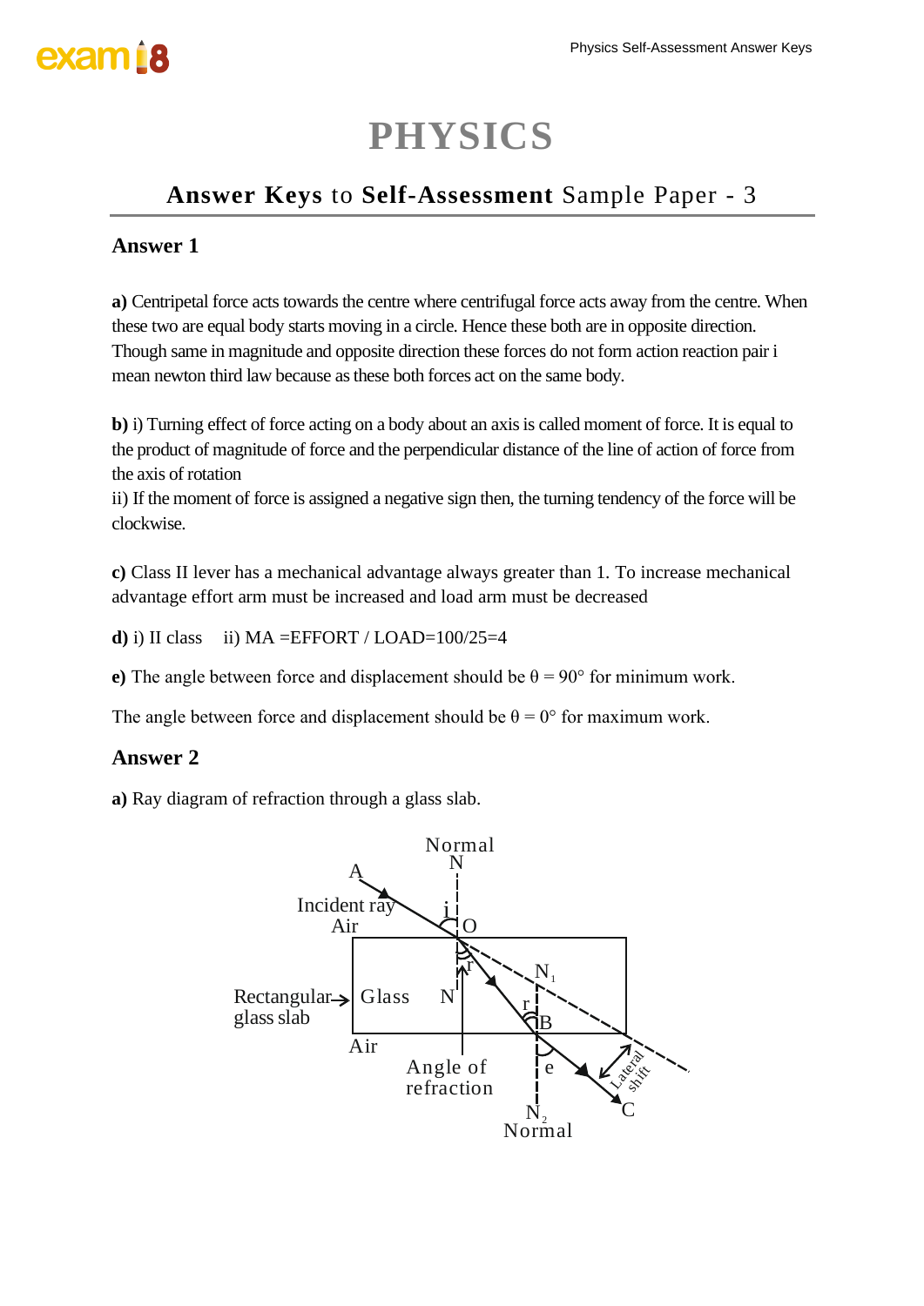# PHYSICS

## Answer Keys to Self-Assessment Sample Paper - 3

### Answer 1

**a)** Centripetal force acts towards the centre where centrifugal force acts away from the centre. When these two are equal body starts moving in a circle. Hence these both are in opposite direction. Though same in magnitude and opposite direction these forces do not form action reaction pair i mean newton third law because as these both forces act on the same body.

**b)** i) Turning effect of force acting on a body about an axis is called moment of force. It is equal to the product of magnitude of force and the perpendicular distance of the line of action of force from the axis of rotation

ii) If the moment of force is assigned a negative sign then, the turning tendency of the force will be clockwise.

**c)** Class II lever has a mechanical advantage always greater than 1. To increase mechanical advantage effort arm must be increased and load arm must be decreased

**d)** i) II class    ii) MA =EFFORT / LOAD=100/25=4

**e)** The angle between force and displacement should be $\theta = 90°$ for minimum work.

The angle between force and displacement should be $\theta = 0°$ for maximum work.

### Answer 2

**a)** Ray diagram of refraction through a glass slab.

Normal N, A, Incident ray, Air, i, O, r, N, Glass, Rectangular glass slab, Air, $N_1$, r, B, e, Angle of refraction, Lateral shift, C, $N_2$, Normal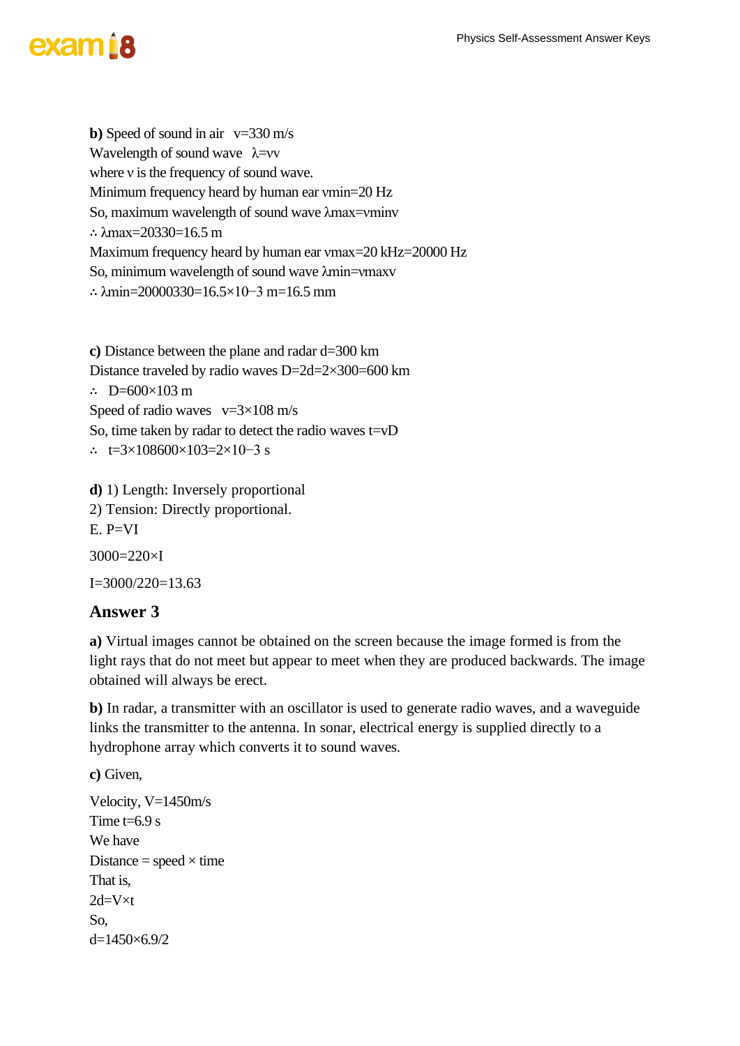**b)** Speed of sound in air $v=330$ m/s
Wavelength of sound wave $\lambda=\frac{v}{\nu}$
where $\nu$ is the frequency of sound wave.
Minimum frequency heard by human ear $\nu_{min}=20$ Hz
So, maximum wavelength of sound wave $\lambda_{max}=\frac{v}{\nu_{min}}$
$\therefore \lambda_{max}=\frac{330}{20}=16.5$ m
Maximum frequency heard by human ear $\nu_{max}=20$ kHz$=20000$ Hz
So, minimum wavelength of sound wave $\lambda_{min}=\frac{v}{\nu_{max}}$
$\therefore \lambda_{min}=\frac{330}{20000}=16.5\times10^{-3}$ m$=16.5$ mm

**c)** Distance between the plane and radar $d=300$ km
Distance traveled by radio waves $D=2d=2\times300=600$ km
$\therefore \quad D=600\times10^{3}$ m
Speed of radio waves $v=3\times10^{8}$ m/s
So, time taken by radar to detect the radio waves $t=\frac{D}{v}$
$\therefore \quad t=\frac{600\times10^{3}}{3\times10^{8}}=2\times10^{-3}$ s

**d)** 1) Length: Inversely proportional
2) Tension: Directly proportional.
E. $P=VI$

$3000=220\times I$

$I=3000/220=13.63$

## Answer 3

**a)** Virtual images cannot be obtained on the screen because the image formed is from the light rays that do not meet but appear to meet when they are produced backwards. The image obtained will always be erect.

**b)** In radar, a transmitter with an oscillator is used to generate radio waves, and a waveguide links the transmitter to the antenna. In sonar, electrical energy is supplied directly to a hydrophone array which converts it to sound waves.

**c)** Given,

Velocity, $V=1450$m/s
Time $t=6.9$ s
We have
Distance = speed × time
That is,
$2d=V\times t$
So,
$d=1450\times6.9/2$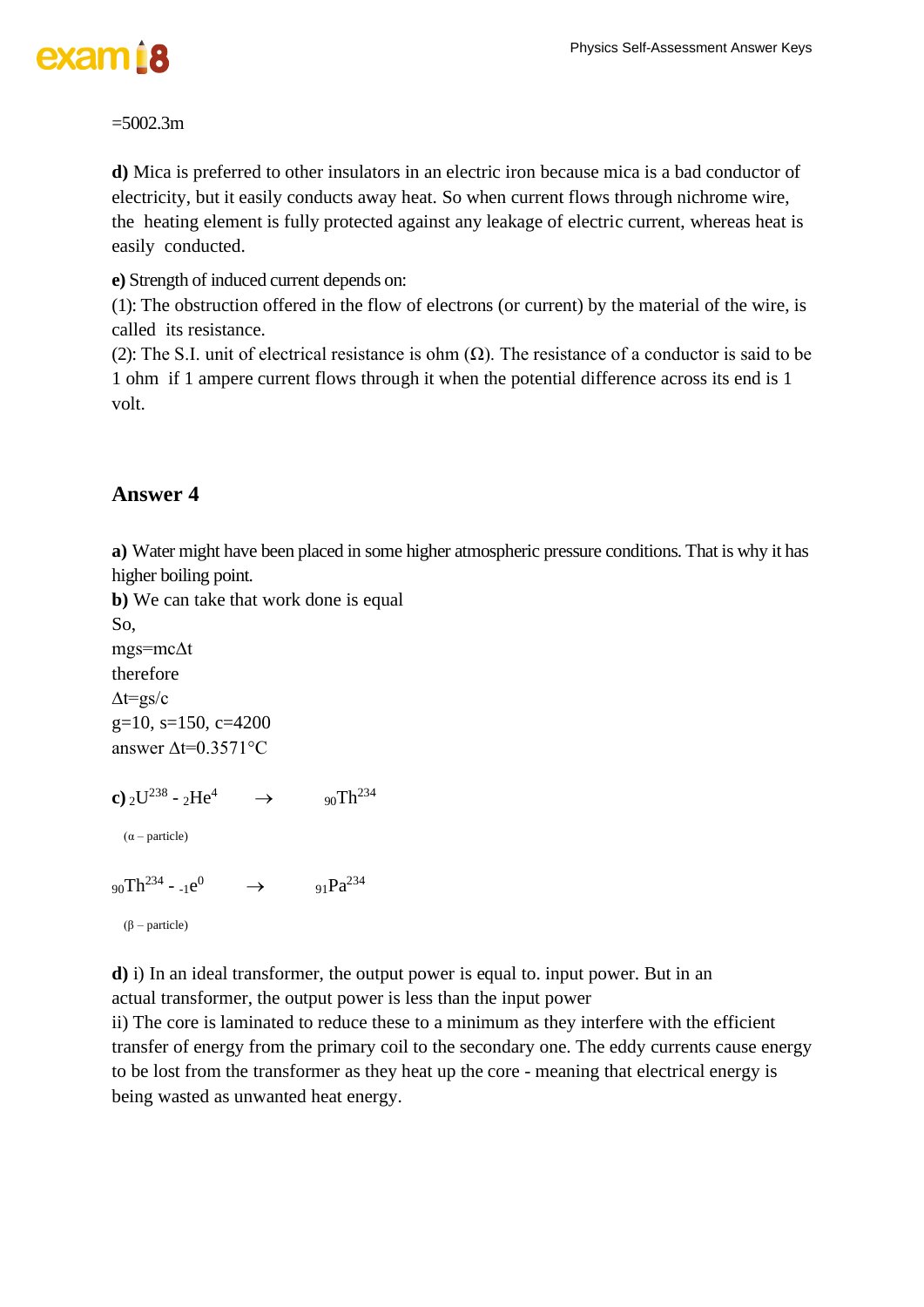=5002.3m

**d)** Mica is preferred to other insulators in an electric iron because mica is a bad conductor of electricity, but it easily conducts away heat. So when current flows through nichrome wire, the heating element is fully protected against any leakage of electric current, whereas heat is easily conducted.

**e)** Strength of induced current depends on:
(1): The obstruction offered in the flow of electrons (or current) by the material of the wire, is called its resistance.
(2): The S.I. unit of electrical resistance is ohm (Ω). The resistance of a conductor is said to be 1 ohm if 1 ampere current flows through it when the potential difference across its end is 1 volt.

## Answer 4

**a)** Water might have been placed in some higher atmospheric pressure conditions. That is why it has higher boiling point.
**b)** We can take that work done is equal
So,
$mgs=mc\Delta t$
therefore
$\Delta t=gs/c$
$g=10$, $s=150$, $c=4200$
answer $\Delta t=0.3571°C$

**c)** ${}_{2}U^{238}$ - ${}_{2}He^{4}$ $\rightarrow$ ${}_{90}Th^{234}$

(α – particle)

${}_{90}Th^{234}$ - ${}_{-1}e^{0}$ $\rightarrow$ ${}_{91}Pa^{234}$

(β – particle)

**d)** i) In an ideal transformer, the output power is equal to. input power. But in an actual transformer, the output power is less than the input power
ii) The core is laminated to reduce these to a minimum as they interfere with the efficient transfer of energy from the primary coil to the secondary one. The eddy currents cause energy to be lost from the transformer as they heat up the core - meaning that electrical energy is being wasted as unwanted heat energy.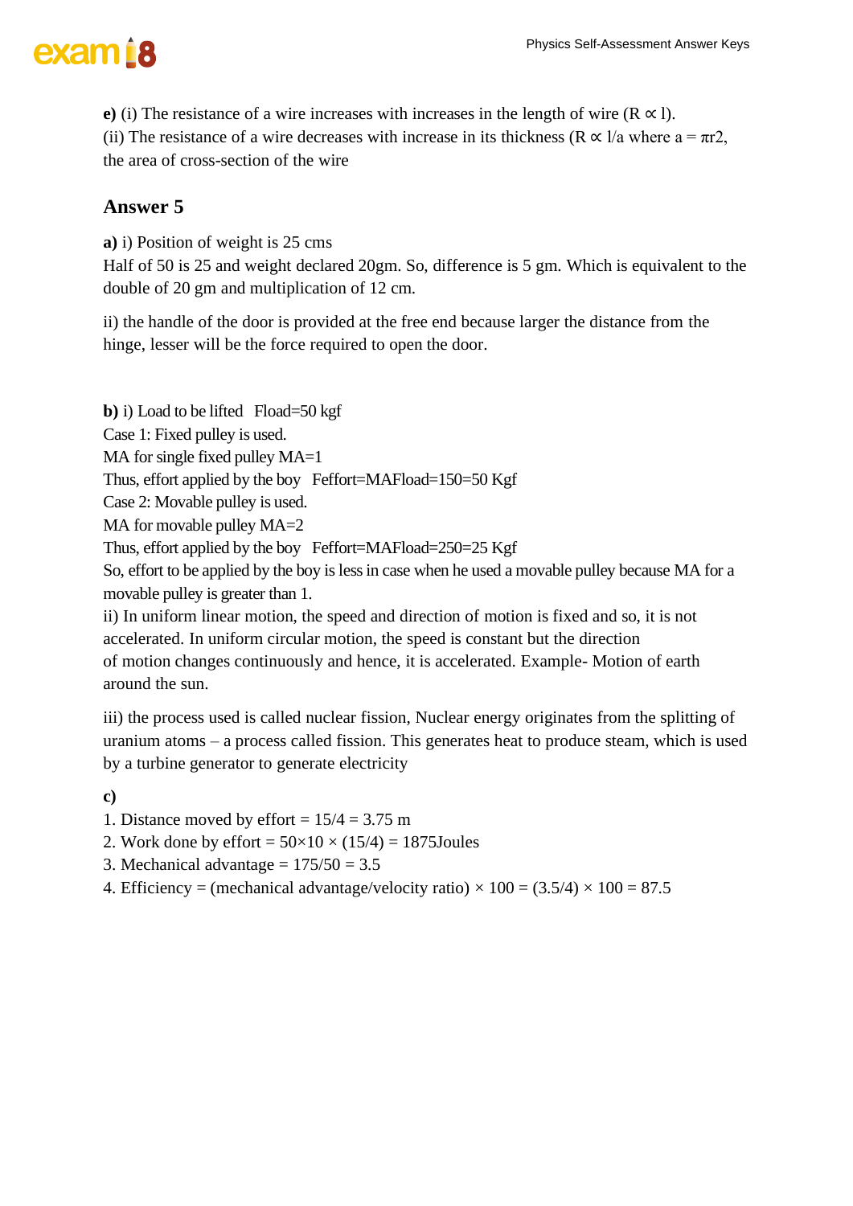**e)** (i) The resistance of a wire increases with increases in the length of wire ($R \propto l$).
(ii) The resistance of a wire decreases with increase in its thickness ($R \propto l/a$ where $a = \pi r2$, the area of cross-section of the wire

## Answer 5

**a)** i) Position of weight is 25 cms
Half of 50 is 25 and weight declared 20gm. So, difference is 5 gm. Which is equivalent to the double of 20 gm and multiplication of 12 cm.

ii) the handle of the door is provided at the free end because larger the distance from the hinge, lesser will be the force required to open the door.

**b)** i) Load to be lifted  Fload=50 kgf
Case 1: Fixed pulley is used.
MA for single fixed pulley MA=1
Thus, effort applied by the boy  Feffort=MAFload=150=50 Kgf
Case 2: Movable pulley is used.
MA for movable pulley MA=2
Thus, effort applied by the boy  Feffort=MAFload=250=25 Kgf
So, effort to be applied by the boy is less in case when he used a movable pulley because MA for a movable pulley is greater than 1.
ii) In uniform linear motion, the speed and direction of motion is fixed and so, it is not accelerated. In uniform circular motion, the speed is constant but the direction of motion changes continuously and hence, it is accelerated. Example- Motion of earth around the sun.

iii) the process used is called nuclear fission, Nuclear energy originates from the splitting of uranium atoms – a process called fission. This generates heat to produce steam, which is used by a turbine generator to generate electricity

**c)**
1. Distance moved by effort = $15/4 = 3.75$ m
2. Work done by effort = $50 \times 10 \times (15/4) = 1875$Joules
3. Mechanical advantage = $175/50 = 3.5$
4. Efficiency = (mechanical advantage/velocity ratio) $\times$ 100 = $(3.5/4) \times 100 = 87.5$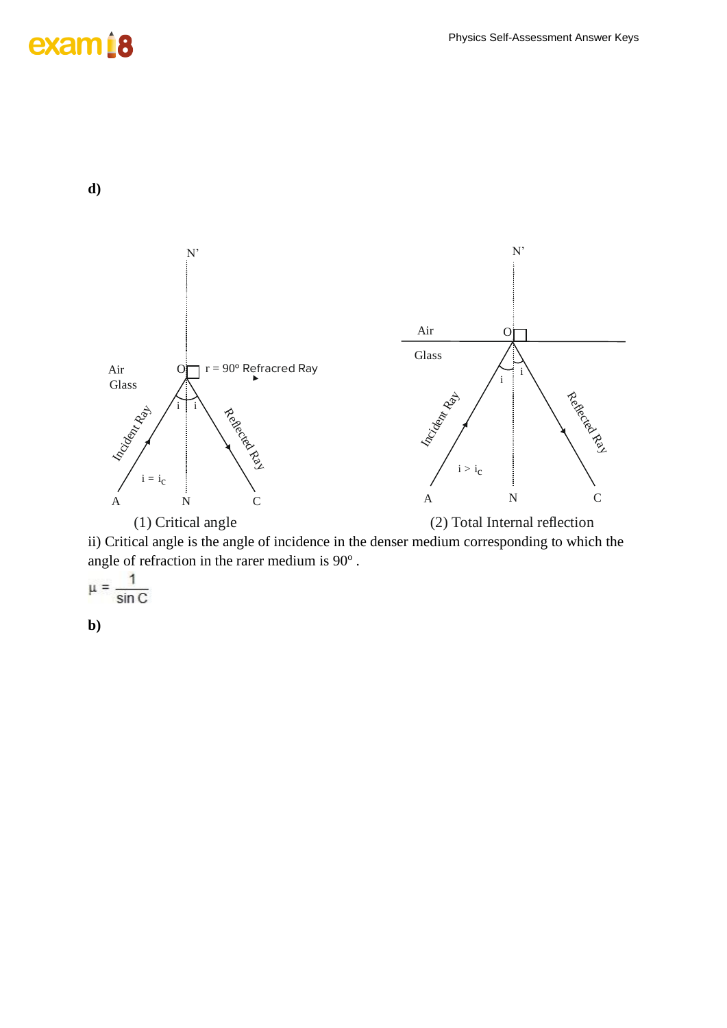**d)**

(1) Critical angle

(2) Total Internal reflection

ii) Critical angle is the angle of incidence in the denser medium corresponding to which the angle of refraction in the rarer medium is 90°.

$$\mu = \frac{1}{\sin C}$$

**b)**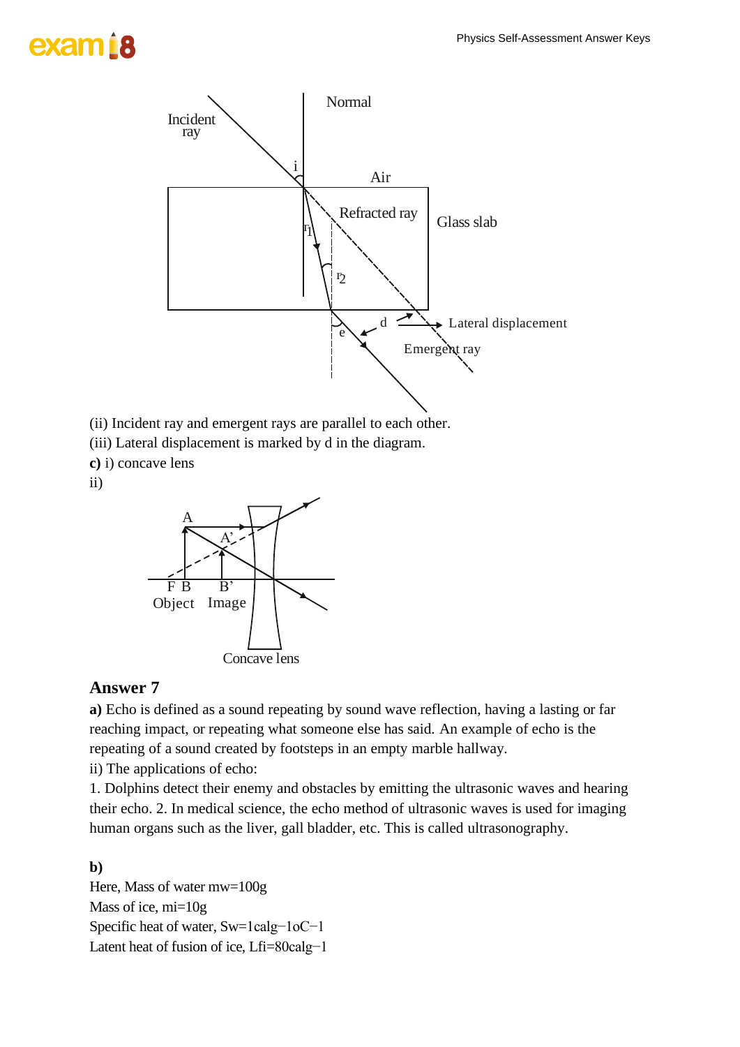(ii) Incident ray and emergent rays are parallel to each other.

(iii) Lateral displacement is marked by d in the diagram.

**c)** i) concave lens

ii)

## Answer 7

**a)** Echo is defined as a sound repeating by sound wave reflection, having a lasting or far reaching impact, or repeating what someone else has said. An example of echo is the repeating of a sound created by footsteps in an empty marble hallway.

ii) The applications of echo:

1. Dolphins detect their enemy and obstacles by emitting the ultrasonic waves and hearing their echo. 2. In medical science, the echo method of ultrasonic waves is used for imaging human organs such as the liver, gall bladder, etc. This is called ultrasonography.

**b)**

Here, Mass of water $m_w = 100g$

Mass of ice, $m_i = 10g$

Specific heat of water, $S_w = 1 cal g^{-1} {}^oC^{-1}$

Latent heat of fusion of ice, $L_{fi} = 80 cal g^{-1}$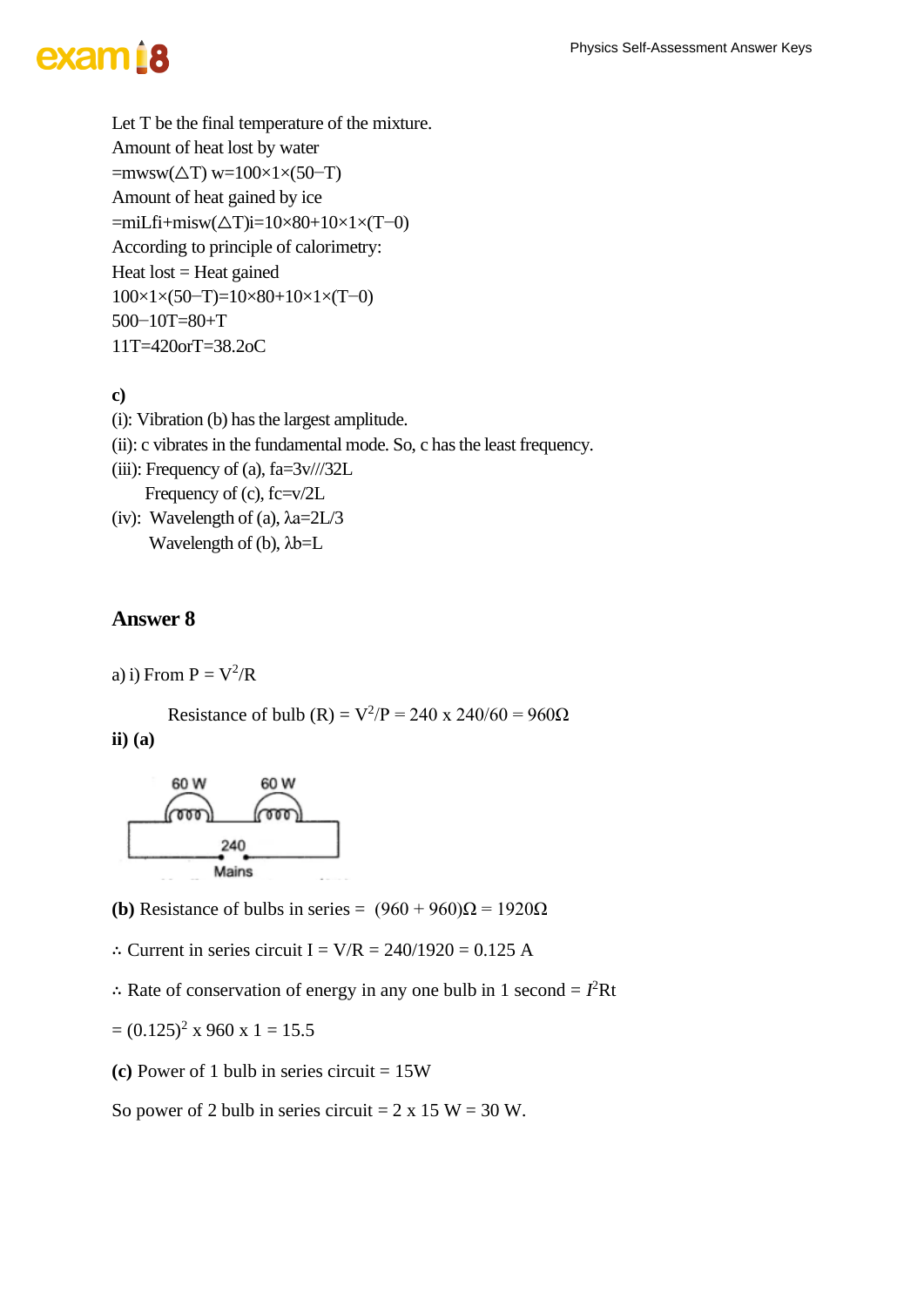Let T be the final temperature of the mixture.
Amount of heat lost by water
$=m_w s_w(\triangle T)_w = 100\times1\times(50-T)$
Amount of heat gained by ice
$=m_i L_f + m_i s_w(\triangle T)_i = 10\times80+10\times1\times(T-0)$
According to principle of calorimetry:
Heat lost = Heat gained
$100\times1\times(50-T)=10\times80+10\times1\times(T-0)$
$500-10T=80+T$
$11T=420$ or $T=38.2^oC$

**c)**
(i): Vibration (b) has the largest amplitude.
(ii): c vibrates in the fundamental mode. So, c has the least frequency.
(iii): Frequency of (a), $f_a=3v///32L$
Frequency of (c), $f_c=v/2L$
(iv): Wavelength of (a), $\lambda_a=2L/3$
Wavelength of (b), $\lambda_b=L$

## Answer 8

a) i) From $P = V^2/R$

Resistance of bulb (R) = $V^2/P$ = 240 x 240/60 = 960Ω

**ii) (a)**

60 W 60 W
240
Mains

**(b)** Resistance of bulbs in series = (960 + 960)Ω = 1920Ω

∴ Current in series circuit I = V/R = 240/1920 = 0.125 A

∴ Rate of conservation of energy in any one bulb in 1 second = $I^2Rt$

= $(0.125)^2$ x 960 x 1 = 15.5

**(c)** Power of 1 bulb in series circuit = 15W

So power of 2 bulb in series circuit = 2 x 15 W = 30 W.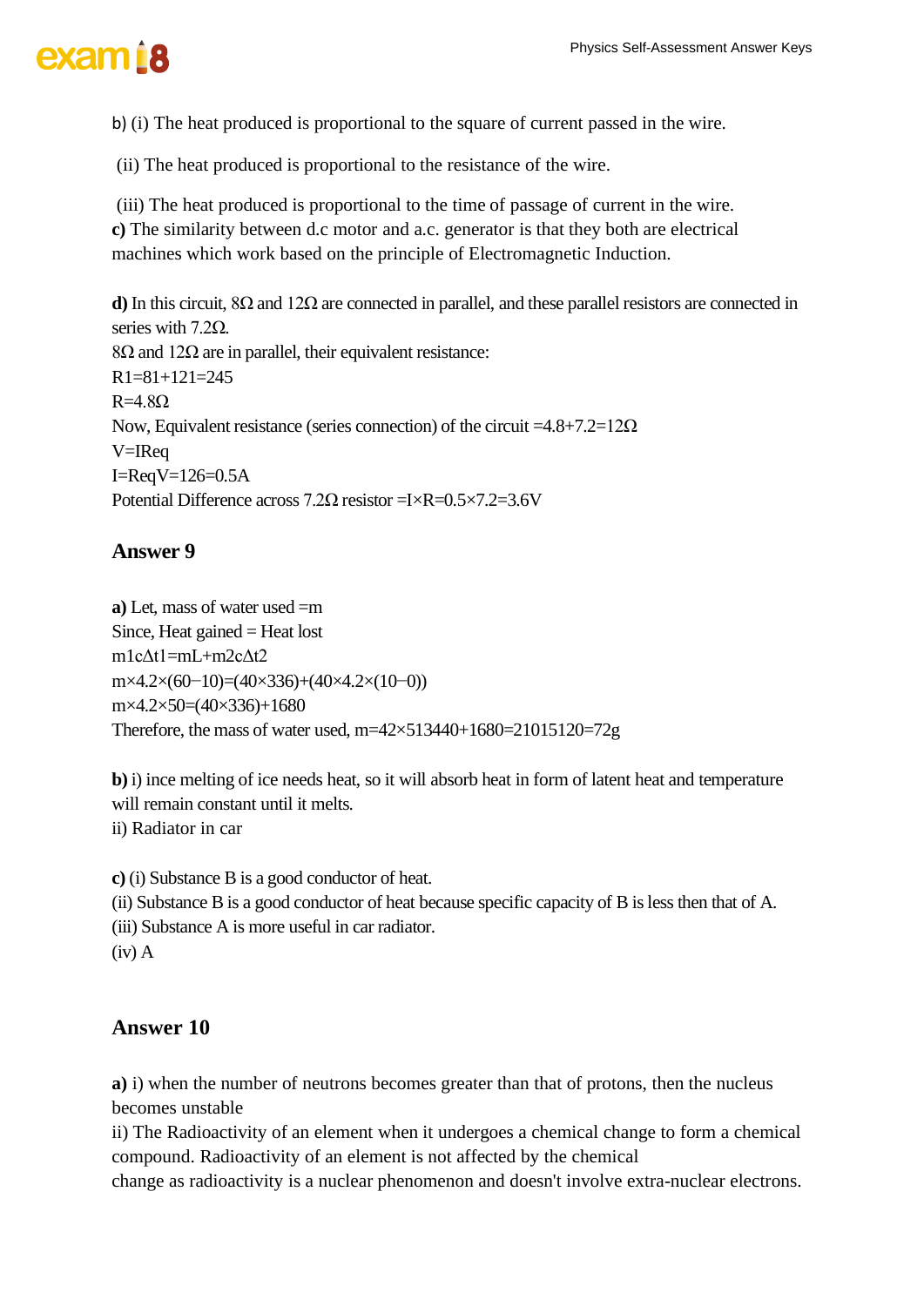b) (i) The heat produced is proportional to the square of current passed in the wire.

(ii) The heat produced is proportional to the resistance of the wire.

(iii) The heat produced is proportional to the time of passage of current in the wire.

**c)** The similarity between d.c motor and a.c. generator is that they both are electrical machines which work based on the principle of Electromagnetic Induction.

**d)** In this circuit, 8Ω and 12Ω are connected in parallel, and these parallel resistors are connected in series with 7.2Ω.
8Ω and 12Ω are in parallel, their equivalent resistance:
R1=81+121=245
R=4.8Ω
Now, Equivalent resistance (series connection) of the circuit =4.8+7.2=12Ω
V=IReq
I=ReqV=126=0.5A
Potential Difference across 7.2Ω resistor =I×R=0.5×7.2=3.6V

## Answer 9

**a)** Let, mass of water used =m
Since, Heat gained = Heat lost
m1cΔt1=mL+m2cΔt2
m×4.2×(60−10)=(40×336)+(40×4.2×(10−0))
m×4.2×50=(40×336)+1680
Therefore, the mass of water used, m=42×513440+1680=21015120=72g

**b)** i) ince melting of ice needs heat, so it will absorb heat in form of latent heat and temperature will remain constant until it melts.
ii) Radiator in car

**c)** (i) Substance B is a good conductor of heat.
(ii) Substance B is a good conductor of heat because specific capacity of B is less then that of A.
(iii) Substance A is more useful in car radiator.
(iv) A

## Answer 10

**a)** i) when the number of neutrons becomes greater than that of protons, then the nucleus becomes unstable
ii) The Radioactivity of an element when it undergoes a chemical change to form a chemical compound. Radioactivity of an element is not affected by the chemical change as radioactivity is a nuclear phenomenon and doesn't involve extra-nuclear electrons.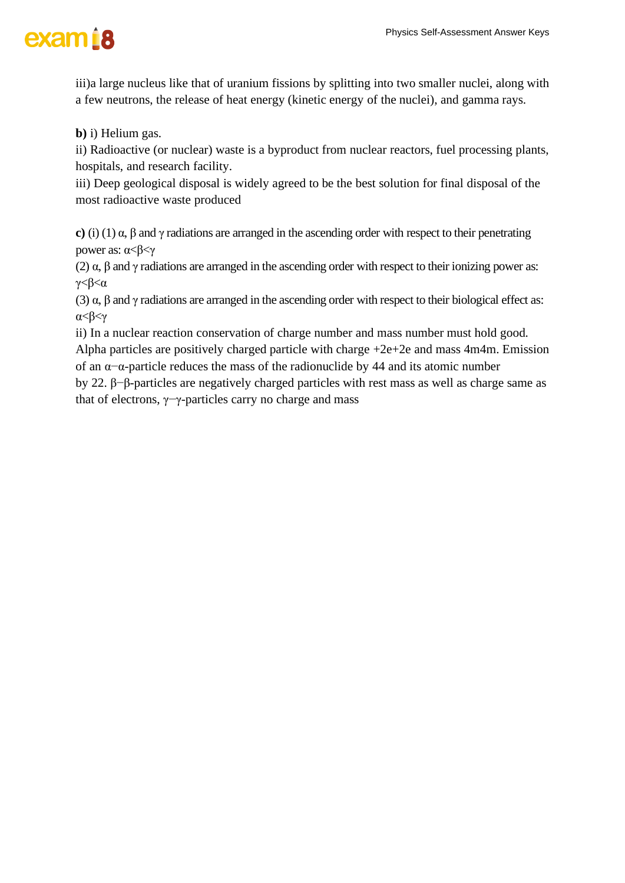iii)a large nucleus like that of uranium fissions by splitting into two smaller nuclei, along with a few neutrons, the release of heat energy (kinetic energy of the nuclei), and gamma rays.

**b)** i) Helium gas.
ii) Radioactive (or nuclear) waste is a byproduct from nuclear reactors, fuel processing plants, hospitals, and research facility.
iii) Deep geological disposal is widely agreed to be the best solution for final disposal of the most radioactive waste produced

**c)** (i) (1) α, β and γ radiations are arranged in the ascending order with respect to their penetrating power as: $\alpha<\beta<\gamma$
(2) α, β and γ radiations are arranged in the ascending order with respect to their ionizing power as: $\gamma<\beta<\alpha$
(3) α, β and γ radiations are arranged in the ascending order with respect to their biological effect as: $\alpha<\beta<\gamma$
ii) In a nuclear reaction conservation of charge number and mass number must hold good. Alpha particles are positively charged particle with charge +2e+2e and mass 4m4m. Emission of an α−α-particle reduces the mass of the radionuclide by 44 and its atomic number by 22. β−β-particles are negatively charged particles with rest mass as well as charge same as that of electrons, γ−γ-particles carry no charge and mass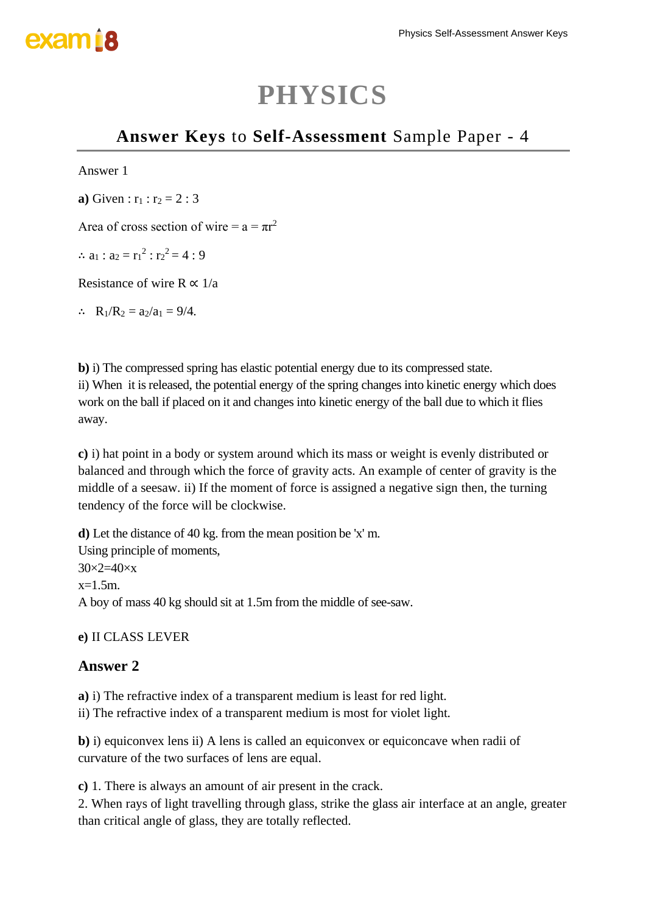# PHYSICS

## Answer Keys to Self-Assessment Sample Paper - 4

Answer 1

**a)** Given : $r_1 : r_2 = 2 : 3$

Area of cross section of wire = $a = \pi r^2$

$\therefore a_1 : a_2 = r_1^2 : r_2^2 = 4 : 9$

Resistance of wire $R \propto 1/a$

$\therefore \quad R_1/R_2 = a_2/a_1 = 9/4.$

**b)** i) The compressed spring has elastic potential energy due to its compressed state.
ii) When it is released, the potential energy of the spring changes into kinetic energy which does work on the ball if placed on it and changes into kinetic energy of the ball due to which it flies away.

**c)** i) hat point in a body or system around which its mass or weight is evenly distributed or balanced and through which the force of gravity acts. An example of center of gravity is the middle of a seesaw. ii) If the moment of force is assigned a negative sign then, the turning tendency of the force will be clockwise.

**d)** Let the distance of 40 kg. from the mean position be 'x' m.
Using principle of moments,
$30 \times 2 = 40 \times x$
$x = 1.5$m.
A boy of mass 40 kg should sit at 1.5m from the middle of see-saw.

**e)** II CLASS LEVER

### Answer 2

**a)** i) The refractive index of a transparent medium is least for red light.
ii) The refractive index of a transparent medium is most for violet light.

**b)** i) equiconvex lens ii) A lens is called an equiconvex or equiconcave when radii of curvature of the two surfaces of lens are equal.

**c)** 1. There is always an amount of air present in the crack.
2. When rays of light travelling through glass, strike the glass air interface at an angle, greater than critical angle of glass, they are totally reflected.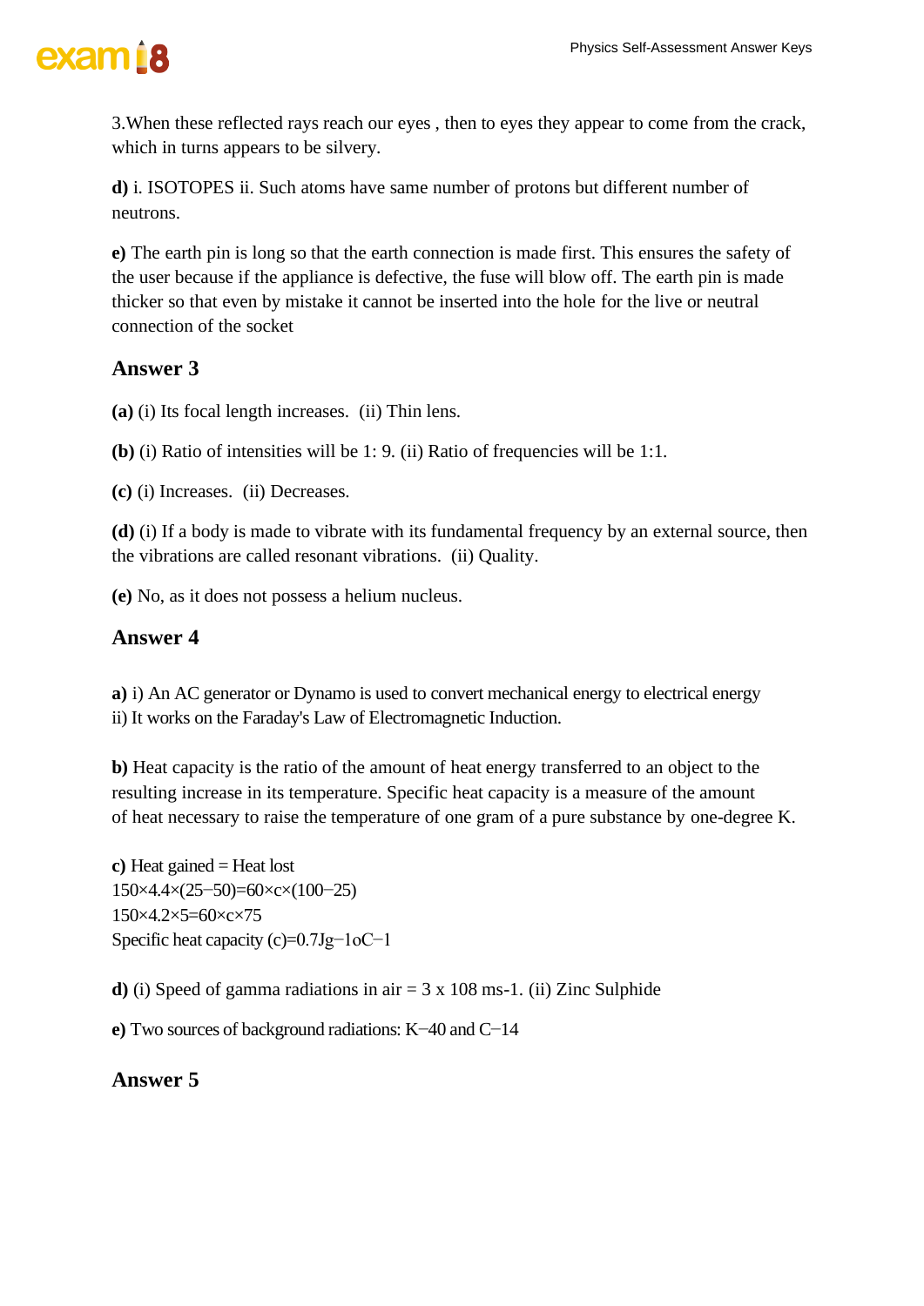3.When these reflected rays reach our eyes , then to eyes they appear to come from the crack, which in turns appears to be silvery.

**d)** i. ISOTOPES ii. Such atoms have same number of protons but different number of neutrons.

**e)** The earth pin is long so that the earth connection is made first. This ensures the safety of the user because if the appliance is defective, the fuse will blow off. The earth pin is made thicker so that even by mistake it cannot be inserted into the hole for the live or neutral connection of the socket

## Answer 3

**(a)** (i) Its focal length increases. (ii) Thin lens.

**(b)** (i) Ratio of intensities will be 1: 9. (ii) Ratio of frequencies will be 1:1.

**(c)** (i) Increases. (ii) Decreases.

**(d)** (i) If a body is made to vibrate with its fundamental frequency by an external source, then the vibrations are called resonant vibrations. (ii) Quality.

**(e)** No, as it does not possess a helium nucleus.

## Answer 4

**a)** i) An AC generator or Dynamo is used to convert mechanical energy to electrical energy
ii) It works on the Faraday's Law of Electromagnetic Induction.

**b)** Heat capacity is the ratio of the amount of heat energy transferred to an object to the resulting increase in its temperature. Specific heat capacity is a measure of the amount of heat necessary to raise the temperature of one gram of a pure substance by one-degree K.

**c)** Heat gained = Heat lost
$150 \times 4.4 \times (25-50) = 60 \times c \times (100-25)$
$150 \times 4.2 \times 5 = 60 \times c \times 75$
Specific heat capacity $(c) = 0.7 Jg^{-1} {}^{o}C^{-1}$

**d)** (i) Speed of gamma radiations in air = $3 \times 10^8 ms^{-1}$. (ii) Zinc Sulphide

**e)** Two sources of background radiations: K−40 and C−14

## Answer 5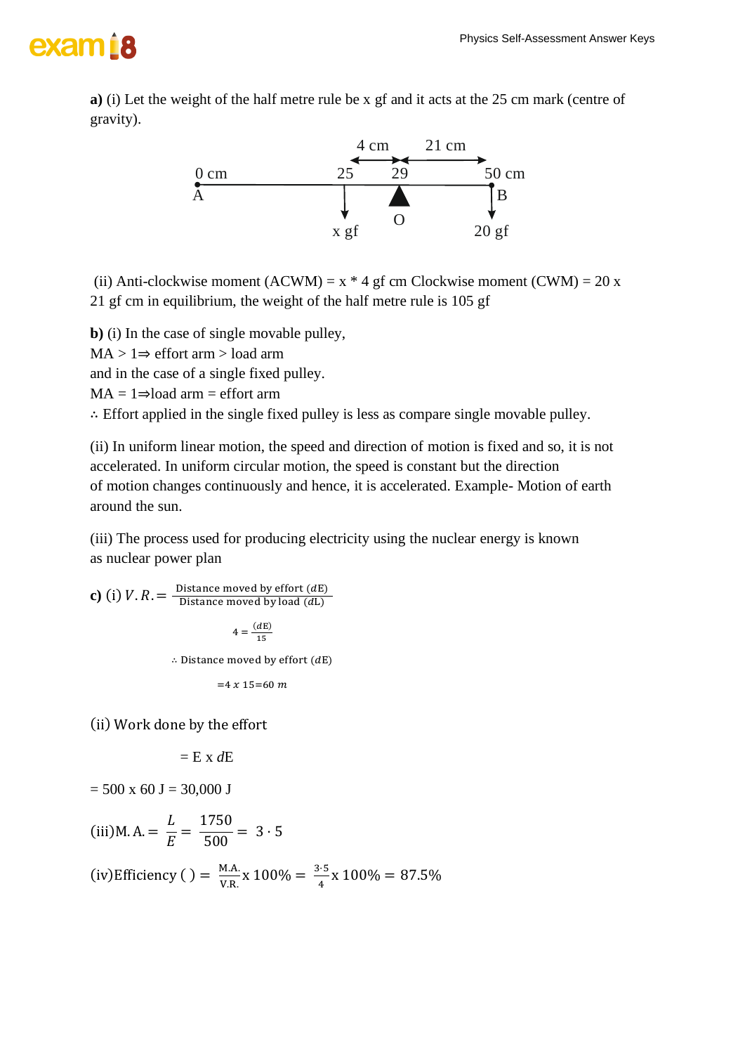**a)** (i) Let the weight of the half metre rule be x gf and it acts at the 25 cm mark (centre of gravity).

(ii) Anti-clockwise moment (ACWM) = x * 4 gf cm Clockwise moment (CWM) = 20 x 21 gf cm in equilibrium, the weight of the half metre rule is 105 gf

**b)** (i) In the case of single movable pulley,
MA > 1⇒ effort arm > load arm
and in the case of a single fixed pulley.
MA = 1⇒load arm = effort arm
∴ Effort applied in the single fixed pulley is less as compare single movable pulley.

(ii) In uniform linear motion, the speed and direction of motion is fixed and so, it is not accelerated. In uniform circular motion, the speed is constant but the direction of motion changes continuously and hence, it is accelerated. Example- Motion of earth around the sun.

(iii) The process used for producing electricity using the nuclear energy is known as nuclear power plan

**c)** (i) $V.R. = \frac{\text{Distance moved by effort } (dE)}{\text{Distance moved by load } (dL)}$

$$4 = \frac{(dE)}{15}$$

∴ Distance moved by effort $(dE)$

$$= 4 \times 15 = 60\ m$$

(ii) Work done by the effort

$$= E \times dE$$

= 500 x 60 J = 30,000 J

(iii) $M.A. = \frac{L}{E} = \frac{1750}{500} = 3 \cdot 5$

(iv) Efficiency ( ) $= \frac{M.A.}{V.R.} \times 100\% = \frac{3 \cdot 5}{4} \times 100\% = 87.5\%$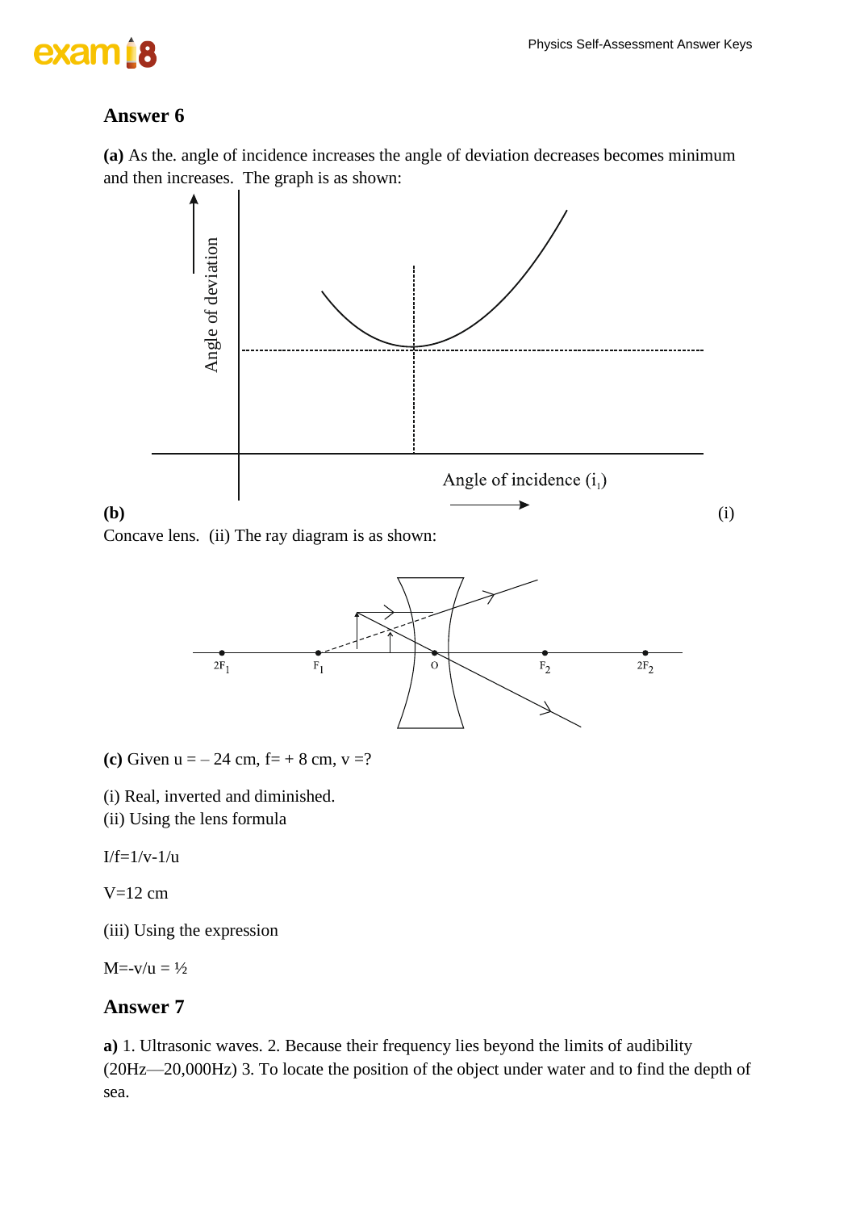## Answer 6

**(a)** As the. angle of incidence increases the angle of deviation decreases becomes minimum and then increases. The graph is as shown:

**(b)** (i) Concave lens. (ii) The ray diagram is as shown:

**(c)** Given u = – 24 cm, f= + 8 cm, v =?

(i) Real, inverted and diminished.
(ii) Using the lens formula

I/f=1/v-1/u

V=12 cm

(iii) Using the expression

M=-v/u = ½

## Answer 7

**a)** 1. Ultrasonic waves. 2. Because their frequency lies beyond the limits of audibility (20Hz—20,000Hz) 3. To locate the position of the object under water and to find the depth of sea.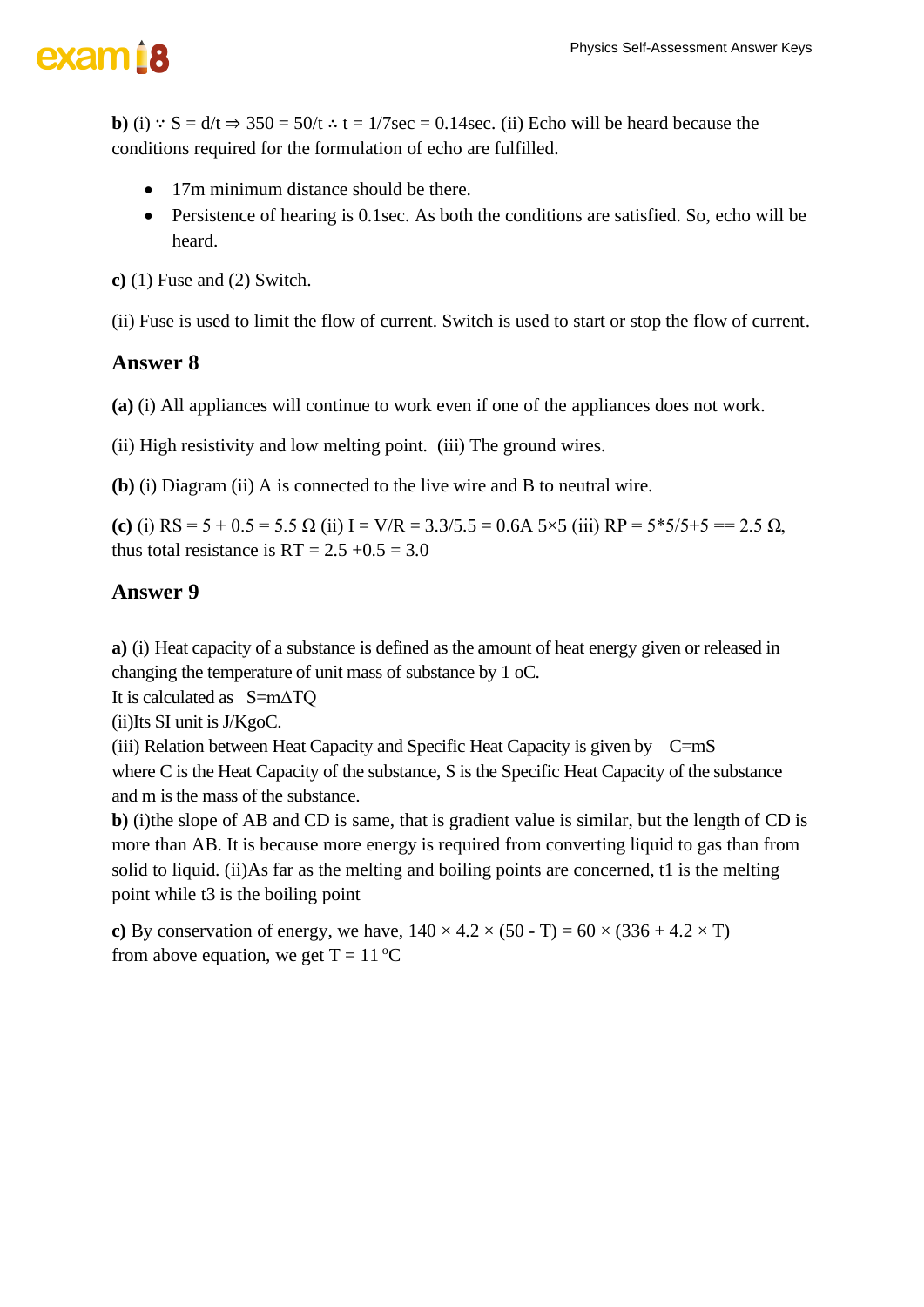**b)** (i) $\because$ $S = d/t \Rightarrow 350 = 50/t \therefore t = 1/7sec = 0.14sec$. (ii) Echo will be heard because the conditions required for the formulation of echo are fulfilled.

- 17m minimum distance should be there.
- Persistence of hearing is 0.1sec. As both the conditions are satisfied. So, echo will be heard.

**c)** (1) Fuse and (2) Switch.

(ii) Fuse is used to limit the flow of current. Switch is used to start or stop the flow of current.

## Answer 8

**(a)** (i) All appliances will continue to work even if one of the appliances does not work.

(ii) High resistivity and low melting point. (iii) The ground wires.

**(b)** (i) Diagram (ii) A is connected to the live wire and B to neutral wire.

**(c)** (i) $RS = 5 + 0.5 = 5.5\ \Omega$ (ii) $I = V/R = 3.3/5.5 = 0.6A$ $5\times5$ (iii) $RP = 5*5/5+5 == 2.5\ \Omega$, thus total resistance is $RT = 2.5 + 0.5 = 3.0$

## Answer 9

**a)** (i) Heat capacity of a substance is defined as the amount of heat energy given or released in changing the temperature of unit mass of substance by 1 oC.
It is calculated as $S=m\Delta TQ$
(ii)Its SI unit is J/KgoC.
(iii) Relation between Heat Capacity and Specific Heat Capacity is given by $C=mS$
where C is the Heat Capacity of the substance, S is the Specific Heat Capacity of the substance and m is the mass of the substance.
**b)** (i)the slope of AB and CD is same, that is gradient value is similar, but the length of CD is more than AB. It is because more energy is required from converting liquid to gas than from solid to liquid. (ii)As far as the melting and boiling points are concerned, t1 is the melting point while t3 is the boiling point

**c)** By conservation of energy, we have, $140 \times 4.2 \times (50 - T) = 60 \times (336 + 4.2 \times T)$
from above equation, we get $T = 11\ ^{o}C$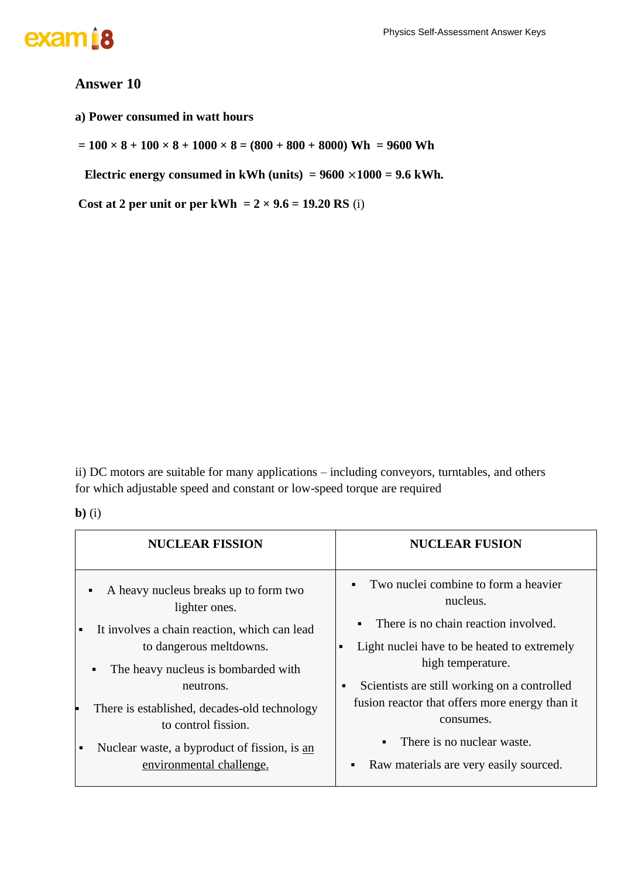## Answer 10

**a) Power consumed in watt hours**

**= 100 × 8 + 100 × 8 + 1000 × 8 = (800 + 800 + 8000) Wh = 9600 Wh**

**Electric energy consumed in kWh (units) = 9600 ×1000 = 9.6 kWh.**

**Cost at 2 per unit or per kWh = 2 × 9.6 = 19.20 RS** (i)

ii) DC motors are suitable for many applications – including conveyors, turntables, and others for which adjustable speed and constant or low-speed torque are required

**b)** (i)

| NUCLEAR FISSION | NUCLEAR FUSION |
|---|---|
| ▪ A heavy nucleus breaks up to form two lighter ones.<br>▪ It involves a chain reaction, which can lead to dangerous meltdowns.<br>▪ The heavy nucleus is bombarded with neutrons.<br>▪ There is established, decades-old technology to control fission.<br>▪ Nuclear waste, a byproduct of fission, is <u>an environmental challenge.</u> | ▪ Two nuclei combine to form a heavier nucleus.<br>▪ There is no chain reaction involved.<br>▪ Light nuclei have to be heated to extremely high temperature.<br>▪ Scientists are still working on a controlled fusion reactor that offers more energy than it consumes.<br>▪ There is no nuclear waste.<br>▪ Raw materials are very easily sourced. |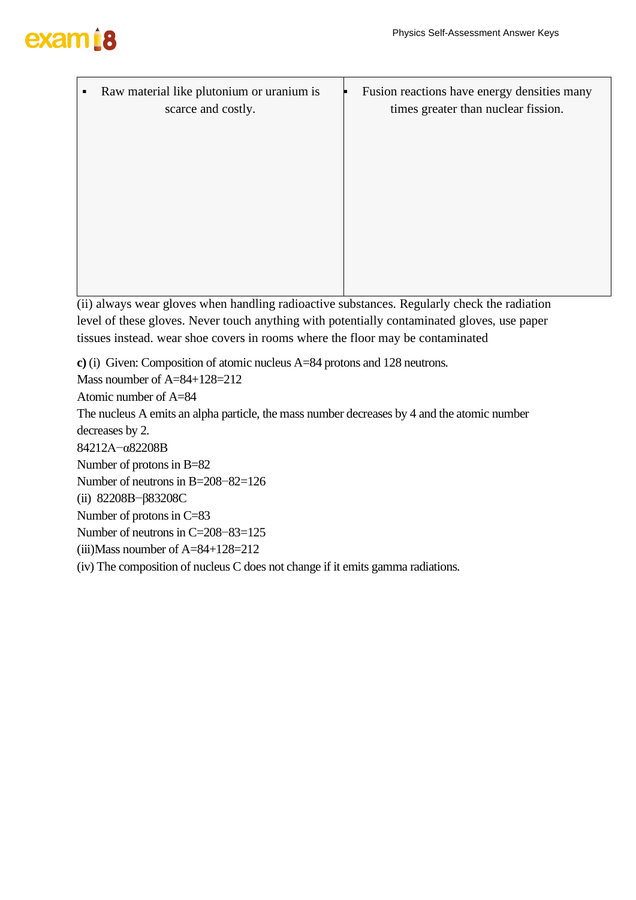| | |
|---|---|
| ▪ Raw material like plutonium or uranium is scarce and costly. | ▪ Fusion reactions have energy densities many times greater than nuclear fission. |

(ii) always wear gloves when handling radioactive substances. Regularly check the radiation level of these gloves. Never touch anything with potentially contaminated gloves, use paper tissues instead. wear shoe covers in rooms where the floor may be contaminated

**c)** (i) Given: Composition of atomic nucleus A=84 protons and 128 neutrons.

Mass noumber of A=84+128=212

Atomic number of A=84

The nucleus A emits an alpha particle, the mass number decreases by 4 and the atomic number decreases by 2.

$^{212}_{84}A \xrightarrow{-\alpha} {}^{208}_{82}B$

Number of protons in B=82

Number of neutrons in B=208−82=126

(ii) $^{208}_{82}B \xrightarrow{-\beta} {}^{208}_{83}C$

Number of protons in C=83

Number of neutrons in C=208−83=125

(iii)Mass noumber of A=84+128=212

(iv) The composition of nucleus C does not change if it emits gamma radiations.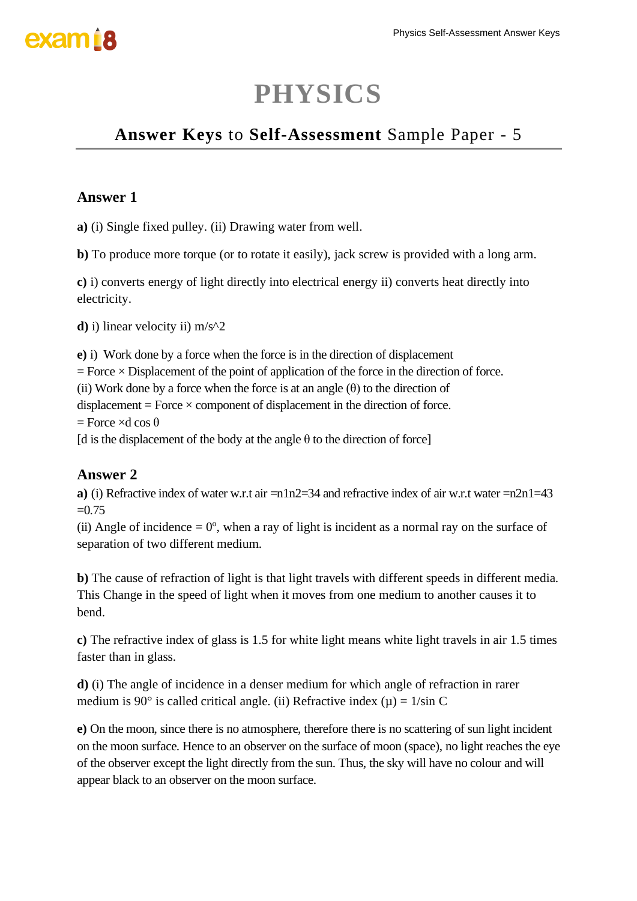# PHYSICS

## **Answer Keys** to **Self-Assessment** Sample Paper - 5

### Answer 1

**a)** (i) Single fixed pulley. (ii) Drawing water from well.

**b)** To produce more torque (or to rotate it easily), jack screw is provided with a long arm.

**c)** i) converts energy of light directly into electrical energy ii) converts heat directly into electricity.

**d)** i) linear velocity ii) m/s^2

**e)** i) Work done by a force when the force is in the direction of displacement
= Force × Displacement of the point of application of the force in the direction of force.
(ii) Work done by a force when the force is at an angle ($\theta$) to the direction of displacement = Force × component of displacement in the direction of force.
= Force ×d cos $\theta$
[d is the displacement of the body at the angle $\theta$ to the direction of force]

### Answer 2

**a)** (i) Refractive index of water w.r.t air =n1n2=34 and refractive index of air w.r.t water =n2n1=43 =0.75
(ii) Angle of incidence = $0^o$, when a ray of light is incident as a normal ray on the surface of separation of two different medium.

**b)** The cause of refraction of light is that light travels with different speeds in different media. This Change in the speed of light when it moves from one medium to another causes it to bend.

**c)** The refractive index of glass is 1.5 for white light means white light travels in air 1.5 times faster than in glass.

**d)** (i) The angle of incidence in a denser medium for which angle of refraction in rarer medium is 90° is called critical angle. (ii) Refractive index ($\mu$) = 1/sin C

**e)** On the moon, since there is no atmosphere, therefore there is no scattering of sun light incident on the moon surface. Hence to an observer on the surface of moon (space), no light reaches the eye of the observer except the light directly from the sun. Thus, the sky will have no colour and will appear black to an observer on the moon surface.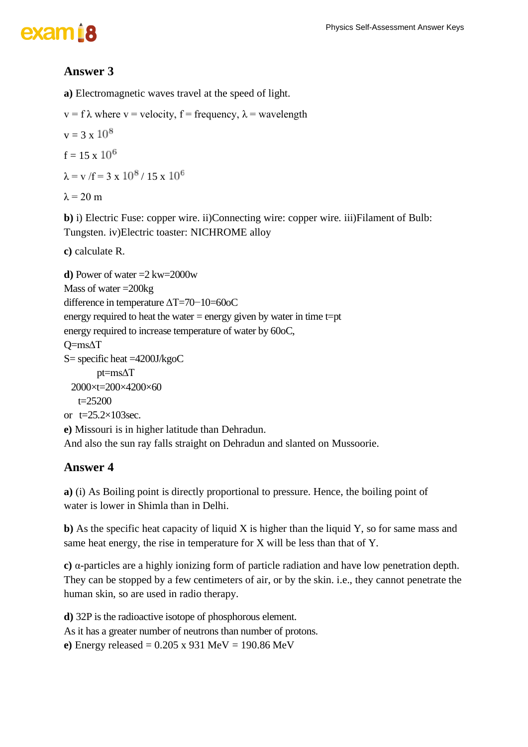## Answer 3

**a)** Electromagnetic waves travel at the speed of light.

$v = f\lambda$ where v = velocity, f = frequency, $\lambda$ = wavelength

$v = 3 \times 10^8$

$f = 15 \times 10^6$

$\lambda = v / f = 3 \times 10^8 / 15 \times 10^6$

$\lambda = 20$ m

**b)** i) Electric Fuse: copper wire. ii)Connecting wire: copper wire. iii)Filament of Bulb: Tungsten. iv)Electric toaster: NICHROME alloy

**c)** calculate R.

**d)** Power of water =2 kw=2000w
Mass of water =200kg
difference in temperature $\Delta T = 70 - 10 = 60^o C$
energy required to heat the water = energy given by water in time t=pt
energy required to increase temperature of water by $60^o C$,
$Q = ms\Delta T$
S= specific heat =4200J/kg$^o$C

$pt = ms\Delta T$

$2000 \times t = 200 \times 4200 \times 60$

$t = 25200$

or $t = 25.2 \times 10^3$ sec.

**e)** Missouri is in higher latitude than Dehradun.
And also the sun ray falls straight on Dehradun and slanted on Mussoorie.

## Answer 4

**a)** (i) As Boiling point is directly proportional to pressure. Hence, the boiling point of water is lower in Shimla than in Delhi.

**b)** As the specific heat capacity of liquid X is higher than the liquid Y, so for same mass and same heat energy, the rise in temperature for X will be less than that of Y.

**c)** $\alpha$-particles are a highly ionizing form of particle radiation and have low penetration depth. They can be stopped by a few centimeters of air, or by the skin. i.e., they cannot penetrate the human skin, so are used in radio therapy.

**d)** 32P is the radioactive isotope of phosphorous element.
As it has a greater number of neutrons than number of protons.

**e)** Energy released = 0.205 x 931 MeV = 190.86 MeV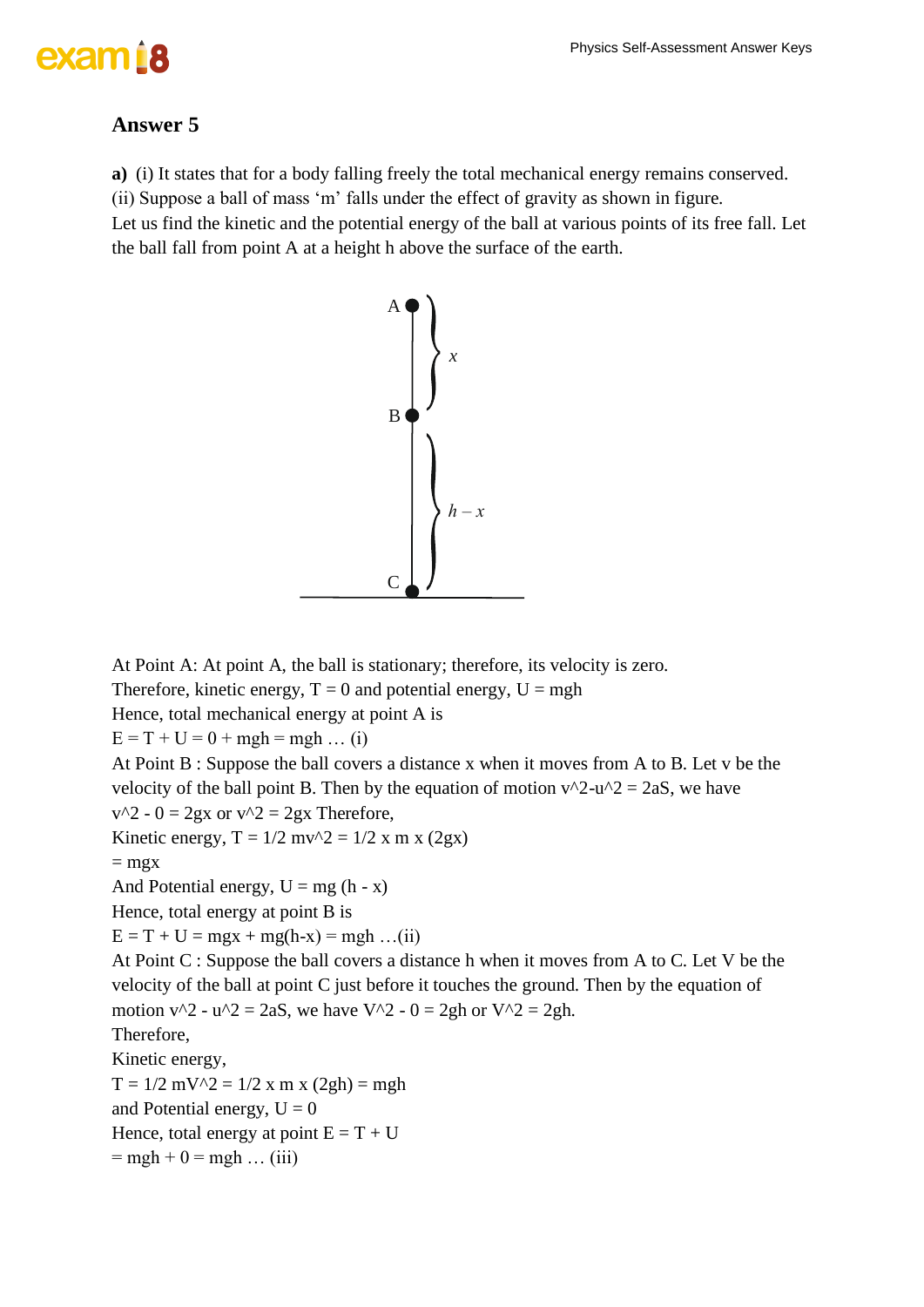## Answer 5

**a)** (i) It states that for a body falling freely the total mechanical energy remains conserved.
(ii) Suppose a ball of mass 'm' falls under the effect of gravity as shown in figure.
Let us find the kinetic and the potential energy of the ball at various points of its free fall. Let the ball fall from point A at a height h above the surface of the earth.

At Point A: At point A, the ball is stationary; therefore, its velocity is zero.
Therefore, kinetic energy, $T = 0$ and potential energy, $U = mgh$
Hence, total mechanical energy at point A is
$E = T + U = 0 + mgh = mgh$ … (i)
At Point B : Suppose the ball covers a distance x when it moves from A to B. Let v be the velocity of the ball point B. Then by the equation of motion $v^2 - u^2 = 2aS$, we have
$v^2 - 0 = 2gx$ or $v^2 = 2gx$ Therefore,
Kinetic energy, $T = 1/2\ mv^2 = 1/2 \times m \times (2gx)$
$= mgx$
And Potential energy, $U = mg(h - x)$
Hence, total energy at point B is
$E = T + U = mgx + mg(h-x) = mgh$ …(ii)
At Point C : Suppose the ball covers a distance h when it moves from A to C. Let V be the velocity of the ball at point C just before it touches the ground. Then by the equation of motion $v^2 - u^2 = 2aS$, we have $V^2 - 0 = 2gh$ or $V^2 = 2gh$.
Therefore,
Kinetic energy,
$T = 1/2\ mV^2 = 1/2 \times m \times (2gh) = mgh$
and Potential energy, $U = 0$
Hence, total energy at point $E = T + U$
$= mgh + 0 = mgh$ … (iii)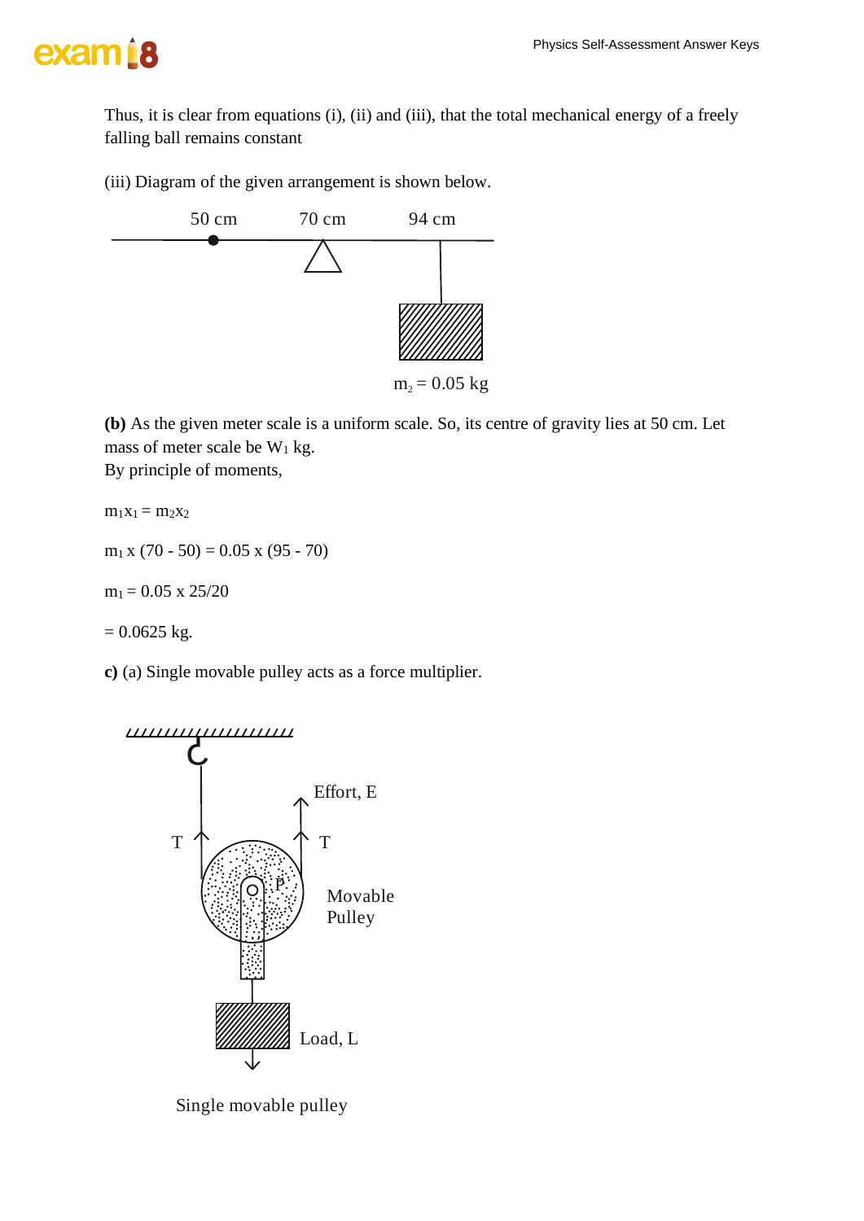Thus, it is clear from equations (i), (ii) and (iii), that the total mechanical energy of a freely falling ball remains constant

(iii) Diagram of the given arrangement is shown below.

50 cm 70 cm 94 cm

$m_2 = 0.05$ kg

**(b)** As the given meter scale is a uniform scale. So, its centre of gravity lies at 50 cm. Let mass of meter scale be $W_1$ kg.
By principle of moments,

$m_1x_1 = m_2x_2$

$m_1 \times (70 - 50) = 0.05 \times (95 - 70)$

$m_1 = 0.05 \times 25/20$

$= 0.0625$ kg.

**c)** (a) Single movable pulley acts as a force multiplier.

Effort, E

T T

P

Movable Pulley

Load, L

Single movable pulley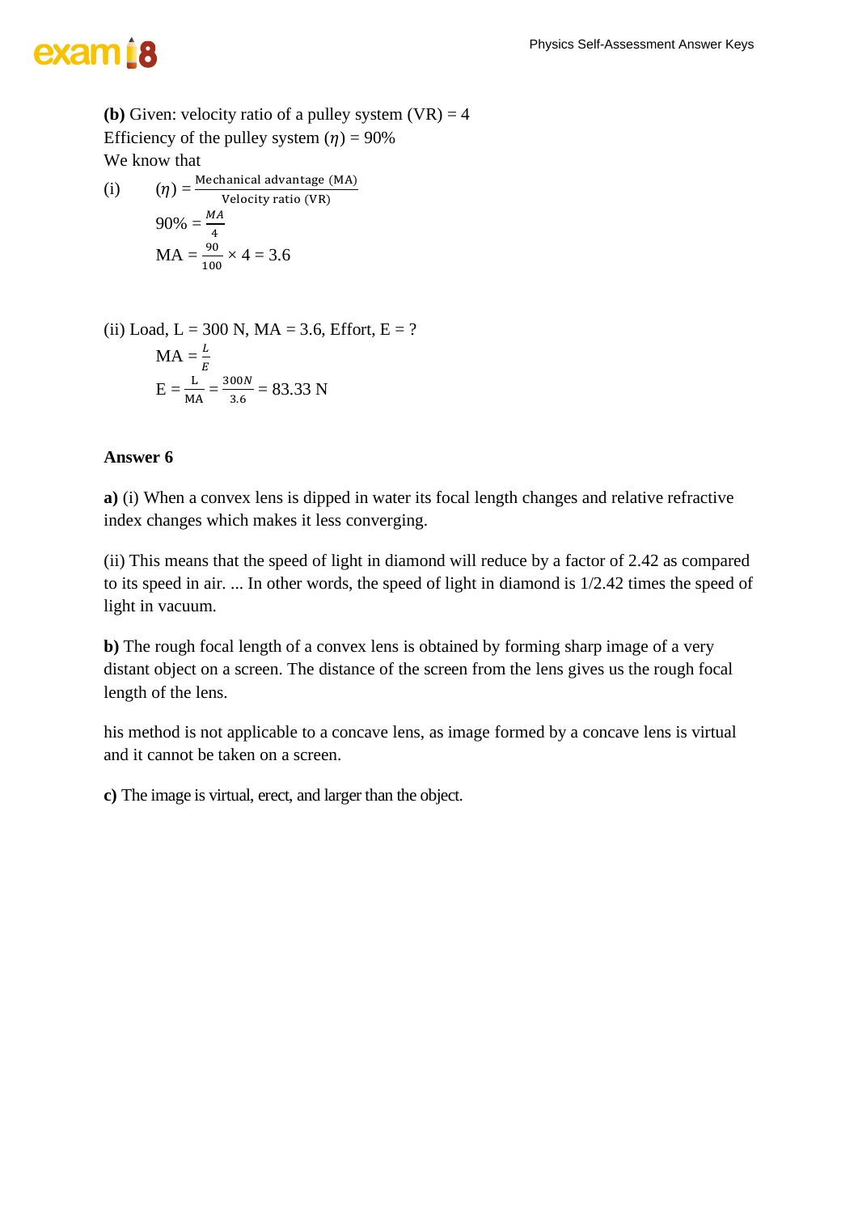**(b)** Given: velocity ratio of a pulley system (VR) = 4

Efficiency of the pulley system ($\eta$) = 90%

We know that

(i) $(\eta) = \frac{\text{Mechanical advantage (MA)}}{\text{Velocity ratio (VR)}}$

$90\% = \frac{MA}{4}$

$\text{MA} = \frac{90}{100} \times 4 = 3.6$

(ii) Load, L = 300 N, MA = 3.6, Effort, E = ?

$\text{MA} = \frac{L}{E}$

$\text{E} = \frac{\text{L}}{\text{MA}} = \frac{300N}{3.6} = 83.33 \text{ N}$

**Answer 6**

**a)** (i) When a convex lens is dipped in water its focal length changes and relative refractive index changes which makes it less converging.

(ii) This means that the speed of light in diamond will reduce by a factor of 2.42 as compared to its speed in air. ... In other words, the speed of light in diamond is 1/2.42 times the speed of light in vacuum.

**b)** The rough focal length of a convex lens is obtained by forming sharp image of a very distant object on a screen. The distance of the screen from the lens gives us the rough focal length of the lens.

his method is not applicable to a concave lens, as image formed by a concave lens is virtual and it cannot be taken on a screen.

**c)** The image is virtual, erect, and larger than the object.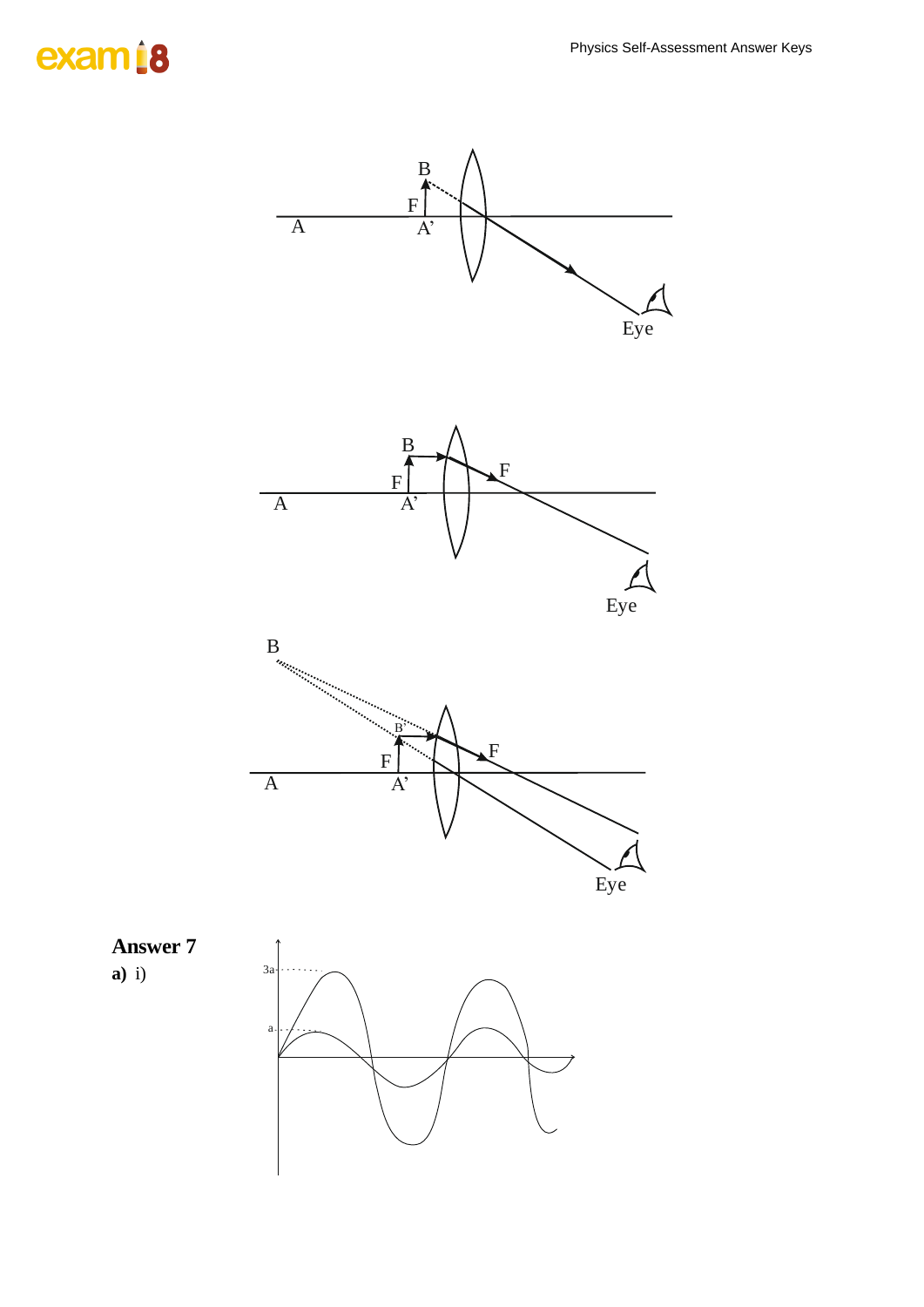**Answer 7**

**a)** i)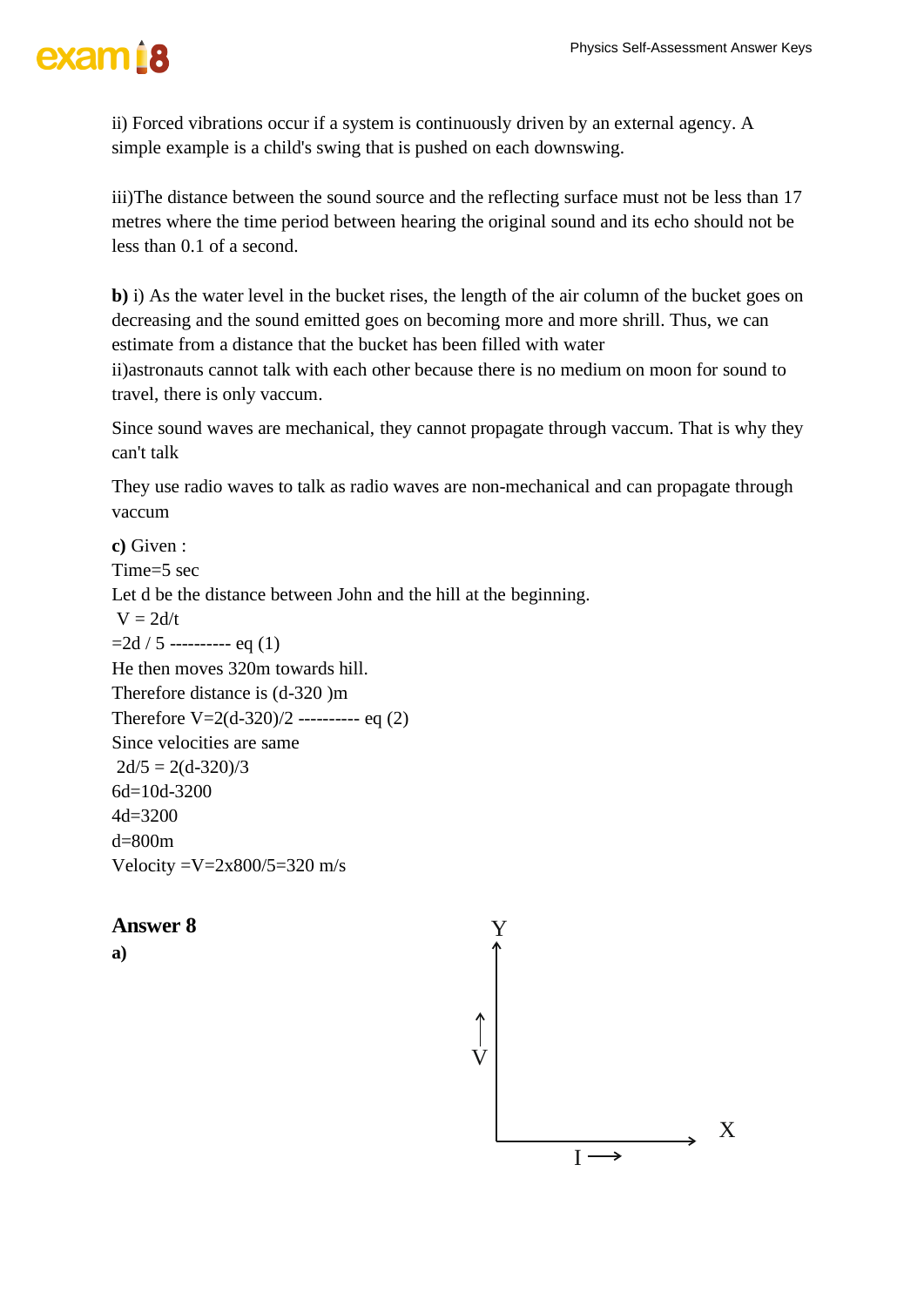ii) Forced vibrations occur if a system is continuously driven by an external agency. A simple example is a child's swing that is pushed on each downswing.

iii)The distance between the sound source and the reflecting surface must not be less than 17 metres where the time period between hearing the original sound and its echo should not be less than 0.1 of a second.

**b)** i) As the water level in the bucket rises, the length of the air column of the bucket goes on decreasing and the sound emitted goes on becoming more and more shrill. Thus, we can estimate from a distance that the bucket has been filled with water
ii)astronauts cannot talk with each other because there is no medium on moon for sound to travel, there is only vaccum.

Since sound waves are mechanical, they cannot propagate through vaccum. That is why they can't talk

They use radio waves to talk as radio waves are non-mechanical and can propagate through vaccum

**c)** Given :
Time=5 sec
Let d be the distance between John and the hill at the beginning.
$V = 2d/t$
$=2d / 5$ ---------- eq (1)
He then moves 320m towards hill.
Therefore distance is $(d-320)$m
Therefore $V=2(d-320)/2$ ---------- eq (2)
Since velocities are same
$2d/5 = 2(d-320)/3$
$6d=10d-3200$
$4d=3200$
$d=800$m
Velocity $=V=2\times800/5=320$ m/s

## Answer 8

**a)**

Y

V ↑

X

I ⟶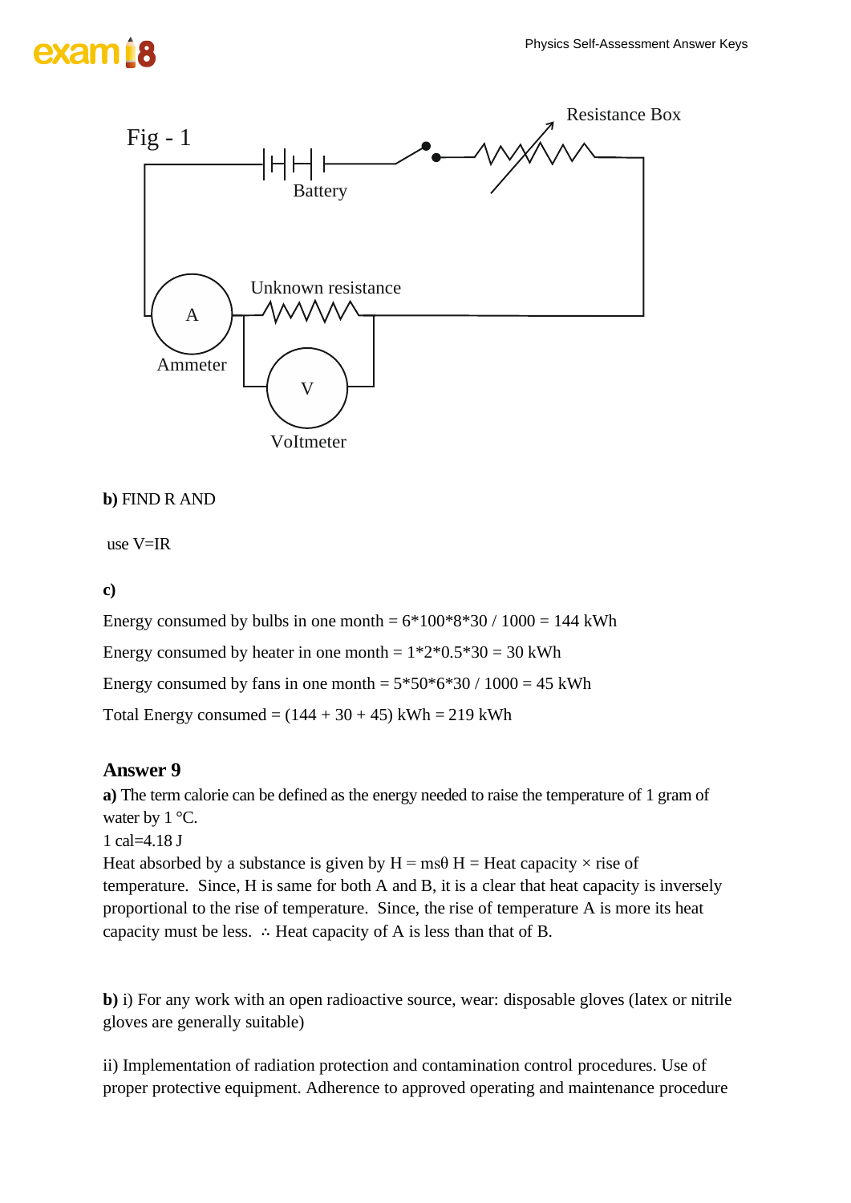Fig - 1

Resistance Box

Battery

Unknown resistance

A

Ammeter

V

Voltmeter

**b)** FIND R AND

use V=IR

**c)**

Energy consumed by bulbs in one month = 6*100*8*30 / 1000 = 144 kWh

Energy consumed by heater in one month = 1*2*0.5*30 = 30 kWh

Energy consumed by fans in one month = 5*50*6*30 / 1000 = 45 kWh

Total Energy consumed = (144 + 30 + 45) kWh = 219 kWh

## Answer 9

**a)** The term calorie can be defined as the energy needed to raise the temperature of 1 gram of water by 1 °C.

1 cal=4.18 J

Heat absorbed by a substance is given by $H = ms\theta$ H = Heat capacity × rise of temperature. Since, H is same for both A and B, it is a clear that heat capacity is inversely proportional to the rise of temperature. Since, the rise of temperature A is more its heat capacity must be less. ∴ Heat capacity of A is less than that of B.

**b)** i) For any work with an open radioactive source, wear: disposable gloves (latex or nitrile gloves are generally suitable)

ii) Implementation of radiation protection and contamination control procedures. Use of proper protective equipment. Adherence to approved operating and maintenance procedure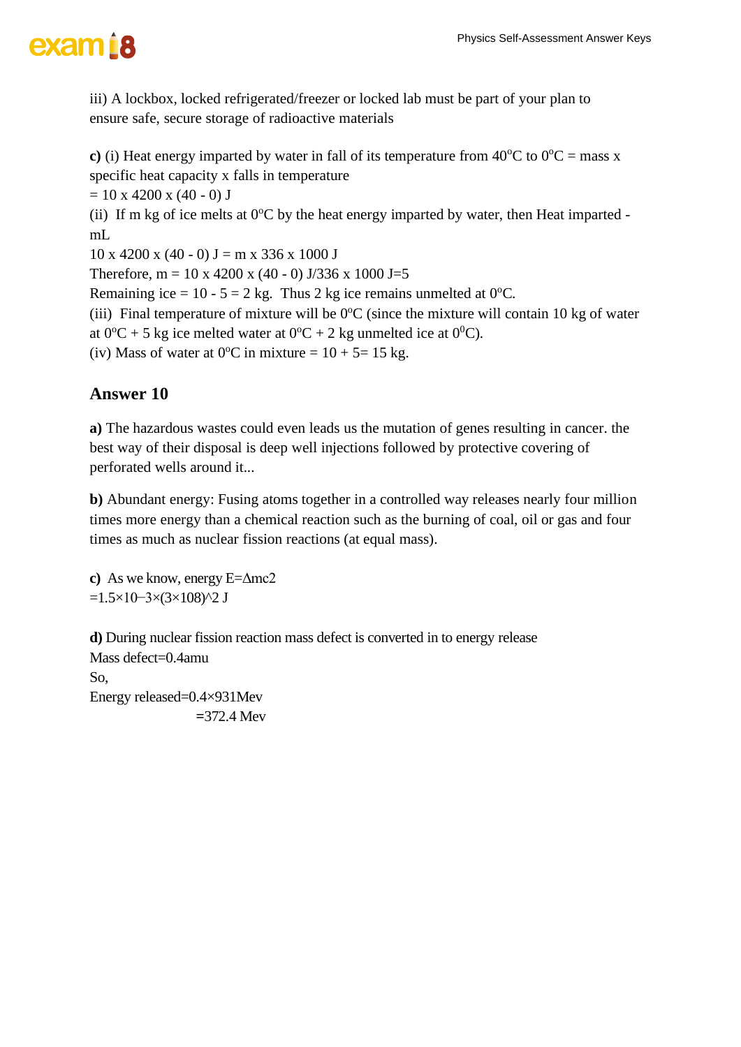iii) A lockbox, locked refrigerated/freezer or locked lab must be part of your plan to ensure safe, secure storage of radioactive materials

**c)** (i) Heat energy imparted by water in fall of its temperature from $40^oC$ to $0^oC$ = mass x specific heat capacity x falls in temperature

= 10 x 4200 x (40 - 0) J

(ii) If m kg of ice melts at $0^oC$ by the heat energy imparted by water, then Heat imparted - mL

10 x 4200 x (40 - 0) J = m x 336 x 1000 J

Therefore, m = 10 x 4200 x (40 - 0) J/336 x 1000 J=5

Remaining ice = 10 - 5 = 2 kg. Thus 2 kg ice remains unmelted at $0^oC$.

(iii) Final temperature of mixture will be $0^oC$ (since the mixture will contain 10 kg of water at $0^oC$ + 5 kg ice melted water at $0^oC$ + 2 kg unmelted ice at $0^0C$).

(iv) Mass of water at $0^oC$ in mixture = 10 + 5= 15 kg.

## Answer 10

**a)** The hazardous wastes could even leads us the mutation of genes resulting in cancer. the best way of their disposal is deep well injections followed by protective covering of perforated wells around it...

**b)** Abundant energy: Fusing atoms together in a controlled way releases nearly four million times more energy than a chemical reaction such as the burning of coal, oil or gas and four times as much as nuclear fission reactions (at equal mass).

**c)** As we know, energy $E=\Delta mc2$

$=1.5\times10{-}3\times(3\times108)$^2 J

**d)** During nuclear fission reaction mass defect is converted in to energy release

Mass defect=0.4amu

So,

Energy released=0.4×931Mev

=372.4 Mev